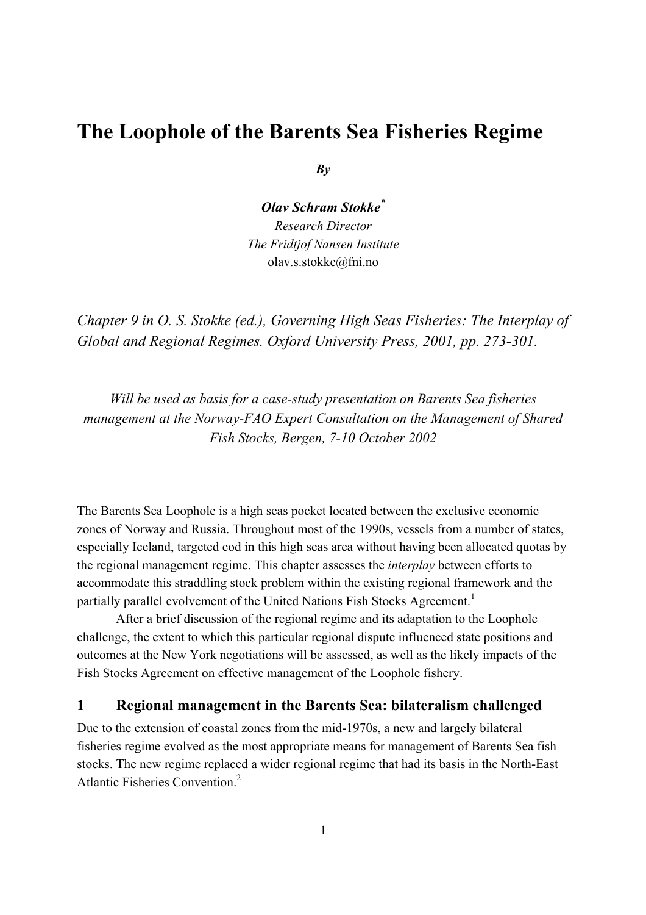# The Loophole of the Barents Sea Fisheries Regime

***By***

***Olav Schram Stokke*** [*]
*Research Director*
*The Fridtjof Nansen Institute*
olav.s.stokke@fni.no

*Chapter 9 in O. S. Stokke (ed.), Governing High Seas Fisheries: The Interplay of Global and Regional Regimes. Oxford University Press, 2001, pp. 273-301.*

*Will be used as basis for a case-study presentation on Barents Sea fisheries management at the Norway-FAO Expert Consultation on the Management of Shared Fish Stocks, Bergen, 7-10 October 2002*

The Barents Sea Loophole is a high seas pocket located between the exclusive economic zones of Norway and Russia. Throughout most of the 1990s, vessels from a number of states, especially Iceland, targeted cod in this high seas area without having been allocated quotas by the regional management regime. This chapter assesses the *interplay* between efforts to accommodate this straddling stock problem within the existing regional framework and the partially parallel evolvement of the United Nations Fish Stocks Agreement.[1]

After a brief discussion of the regional regime and its adaptation to the Loophole challenge, the extent to which this particular regional dispute influenced state positions and outcomes at the New York negotiations will be assessed, as well as the likely impacts of the Fish Stocks Agreement on effective management of the Loophole fishery.

## 1 Regional management in the Barents Sea: bilateralism challenged

Due to the extension of coastal zones from the mid-1970s, a new and largely bilateral fisheries regime evolved as the most appropriate means for management of Barents Sea fish stocks. The new regime replaced a wider regional regime that had its basis in the North-East Atlantic Fisheries Convention.[2]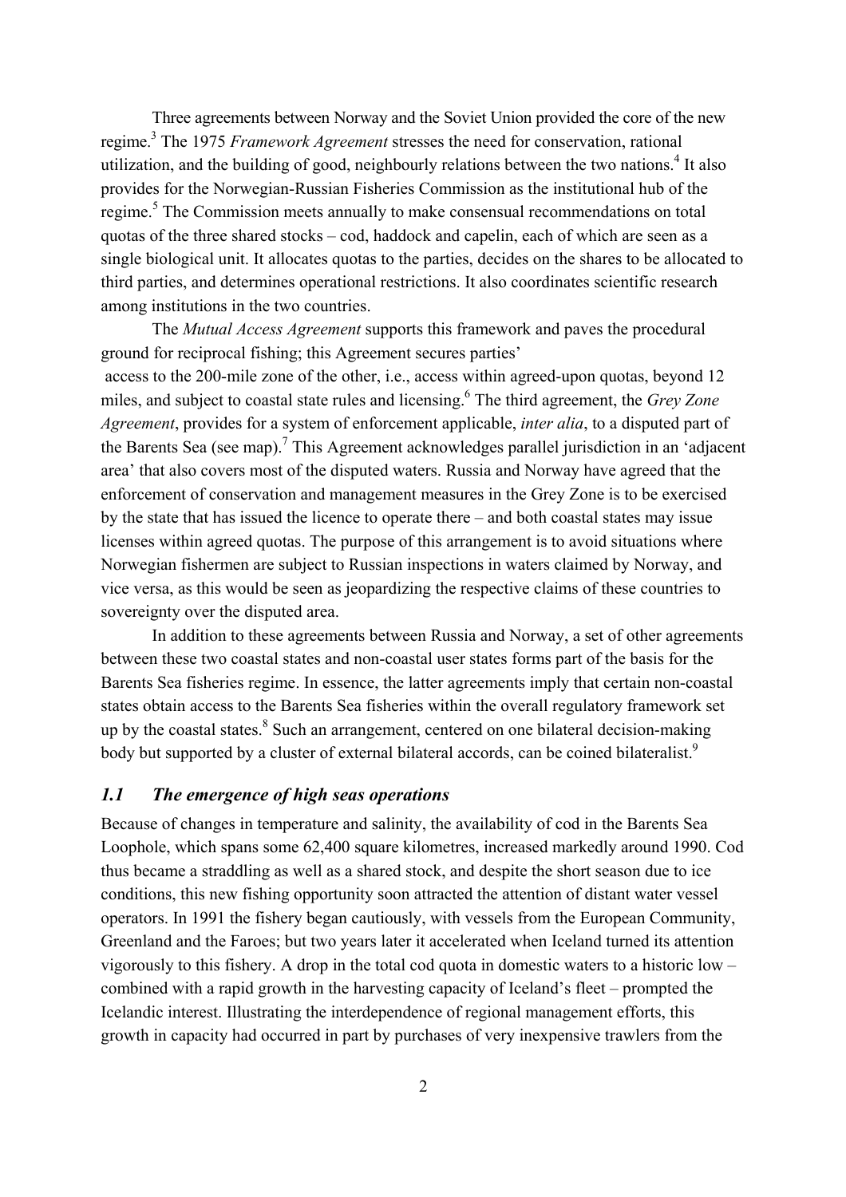Three agreements between Norway and the Soviet Union provided the core of the new regime.[3] The 1975 *Framework Agreement* stresses the need for conservation, rational utilization, and the building of good, neighbourly relations between the two nations.[4] It also provides for the Norwegian-Russian Fisheries Commission as the institutional hub of the regime.[5] The Commission meets annually to make consensual recommendations on total quotas of the three shared stocks – cod, haddock and capelin, each of which are seen as a single biological unit. It allocates quotas to the parties, decides on the shares to be allocated to third parties, and determines operational restrictions. It also coordinates scientific research among institutions in the two countries.

The *Mutual Access Agreement* supports this framework and paves the procedural ground for reciprocal fishing; this Agreement secures parties' access to the 200-mile zone of the other, i.e., access within agreed-upon quotas, beyond 12 miles, and subject to coastal state rules and licensing.[6] The third agreement, the *Grey Zone Agreement*, provides for a system of enforcement applicable, *inter alia*, to a disputed part of the Barents Sea (see map).[7] This Agreement acknowledges parallel jurisdiction in an 'adjacent area' that also covers most of the disputed waters. Russia and Norway have agreed that the enforcement of conservation and management measures in the Grey Zone is to be exercised by the state that has issued the licence to operate there – and both coastal states may issue licenses within agreed quotas. The purpose of this arrangement is to avoid situations where Norwegian fishermen are subject to Russian inspections in waters claimed by Norway, and vice versa, as this would be seen as jeopardizing the respective claims of these countries to sovereignty over the disputed area.

In addition to these agreements between Russia and Norway, a set of other agreements between these two coastal states and non-coastal user states forms part of the basis for the Barents Sea fisheries regime. In essence, the latter agreements imply that certain non-coastal states obtain access to the Barents Sea fisheries within the overall regulatory framework set up by the coastal states.[8] Such an arrangement, centered on one bilateral decision-making body but supported by a cluster of external bilateral accords, can be coined bilateralist.[9]

## *1.1 The emergence of high seas operations*

Because of changes in temperature and salinity, the availability of cod in the Barents Sea Loophole, which spans some 62,400 square kilometres, increased markedly around 1990. Cod thus became a straddling as well as a shared stock, and despite the short season due to ice conditions, this new fishing opportunity soon attracted the attention of distant water vessel operators. In 1991 the fishery began cautiously, with vessels from the European Community, Greenland and the Faroes; but two years later it accelerated when Iceland turned its attention vigorously to this fishery. A drop in the total cod quota in domestic waters to a historic low – combined with a rapid growth in the harvesting capacity of Iceland's fleet – prompted the Icelandic interest. Illustrating the interdependence of regional management efforts, this growth in capacity had occurred in part by purchases of very inexpensive trawlers from the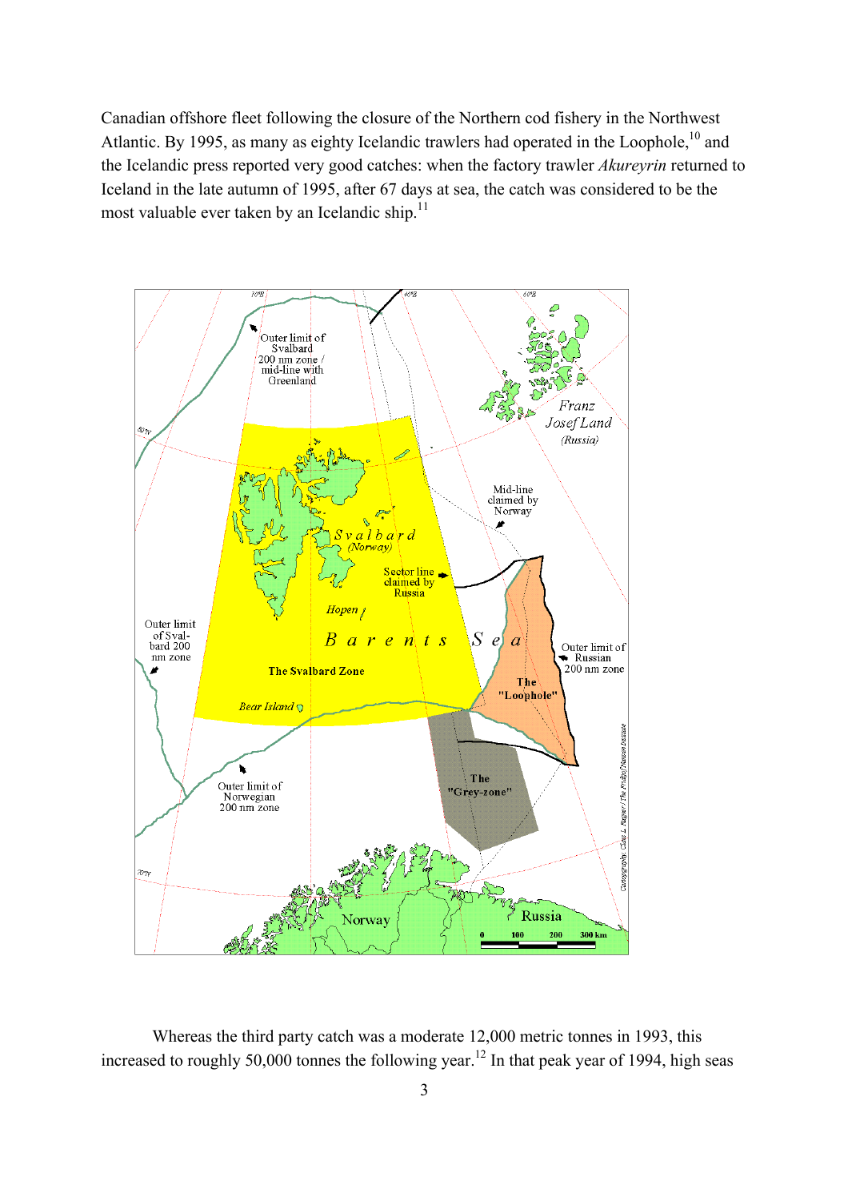Canadian offshore fleet following the closure of the Northern cod fishery in the Northwest Atlantic. By 1995, as many as eighty Icelandic trawlers had operated in the Loophole,[10] and the Icelandic press reported very good catches: when the factory trawler *Akureyrin* returned to Iceland in the late autumn of 1995, after 67 days at sea, the catch was considered to be the most valuable ever taken by an Icelandic ship.[11]

Whereas the third party catch was a moderate 12,000 metric tonnes in 1993, this increased to roughly 50,000 tonnes the following year.[12] In that peak year of 1994, high seas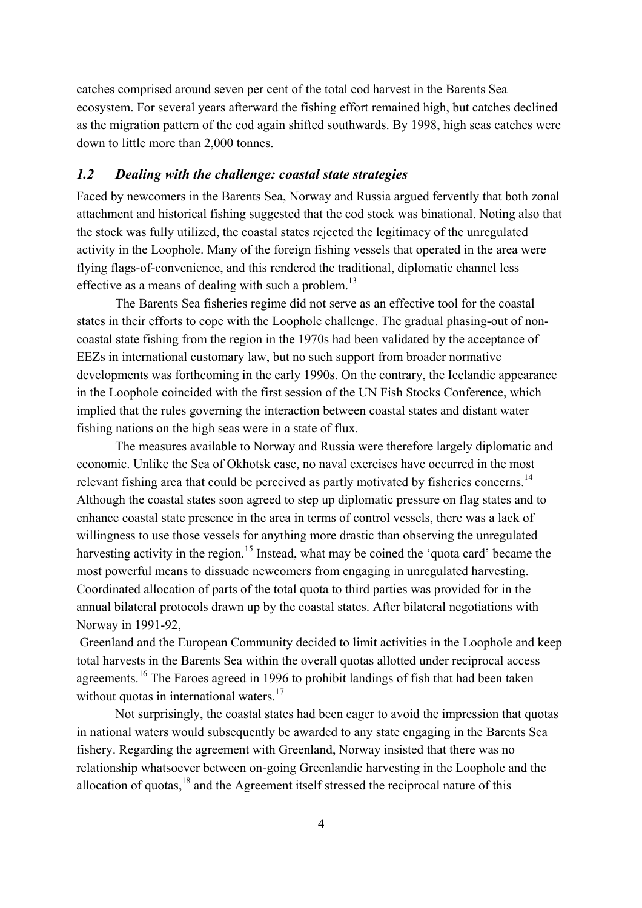catches comprised around seven per cent of the total cod harvest in the Barents Sea ecosystem. For several years afterward the fishing effort remained high, but catches declined as the migration pattern of the cod again shifted southwards. By 1998, high seas catches were down to little more than 2,000 tonnes.

### *1.2 Dealing with the challenge: coastal state strategies*

Faced by newcomers in the Barents Sea, Norway and Russia argued fervently that both zonal attachment and historical fishing suggested that the cod stock was binational. Noting also that the stock was fully utilized, the coastal states rejected the legitimacy of the unregulated activity in the Loophole. Many of the foreign fishing vessels that operated in the area were flying flags-of-convenience, and this rendered the traditional, diplomatic channel less effective as a means of dealing with such a problem.[13]

The Barents Sea fisheries regime did not serve as an effective tool for the coastal states in their efforts to cope with the Loophole challenge. The gradual phasing-out of non-coastal state fishing from the region in the 1970s had been validated by the acceptance of EEZs in international customary law, but no such support from broader normative developments was forthcoming in the early 1990s. On the contrary, the Icelandic appearance in the Loophole coincided with the first session of the UN Fish Stocks Conference, which implied that the rules governing the interaction between coastal states and distant water fishing nations on the high seas were in a state of flux.

The measures available to Norway and Russia were therefore largely diplomatic and economic. Unlike the Sea of Okhotsk case, no naval exercises have occurred in the most relevant fishing area that could be perceived as partly motivated by fisheries concerns.[14] Although the coastal states soon agreed to step up diplomatic pressure on flag states and to enhance coastal state presence in the area in terms of control vessels, there was a lack of willingness to use those vessels for anything more drastic than observing the unregulated harvesting activity in the region.[15] Instead, what may be coined the 'quota card' became the most powerful means to dissuade newcomers from engaging in unregulated harvesting. Coordinated allocation of parts of the total quota to third parties was provided for in the annual bilateral protocols drawn up by the coastal states. After bilateral negotiations with Norway in 1991-92, Greenland and the European Community decided to limit activities in the Loophole and keep total harvests in the Barents Sea within the overall quotas allotted under reciprocal access agreements.[16] The Faroes agreed in 1996 to prohibit landings of fish that had been taken without quotas in international waters.[17]

Not surprisingly, the coastal states had been eager to avoid the impression that quotas in national waters would subsequently be awarded to any state engaging in the Barents Sea fishery. Regarding the agreement with Greenland, Norway insisted that there was no relationship whatsoever between on-going Greenlandic harvesting in the Loophole and the allocation of quotas,[18] and the Agreement itself stressed the reciprocal nature of this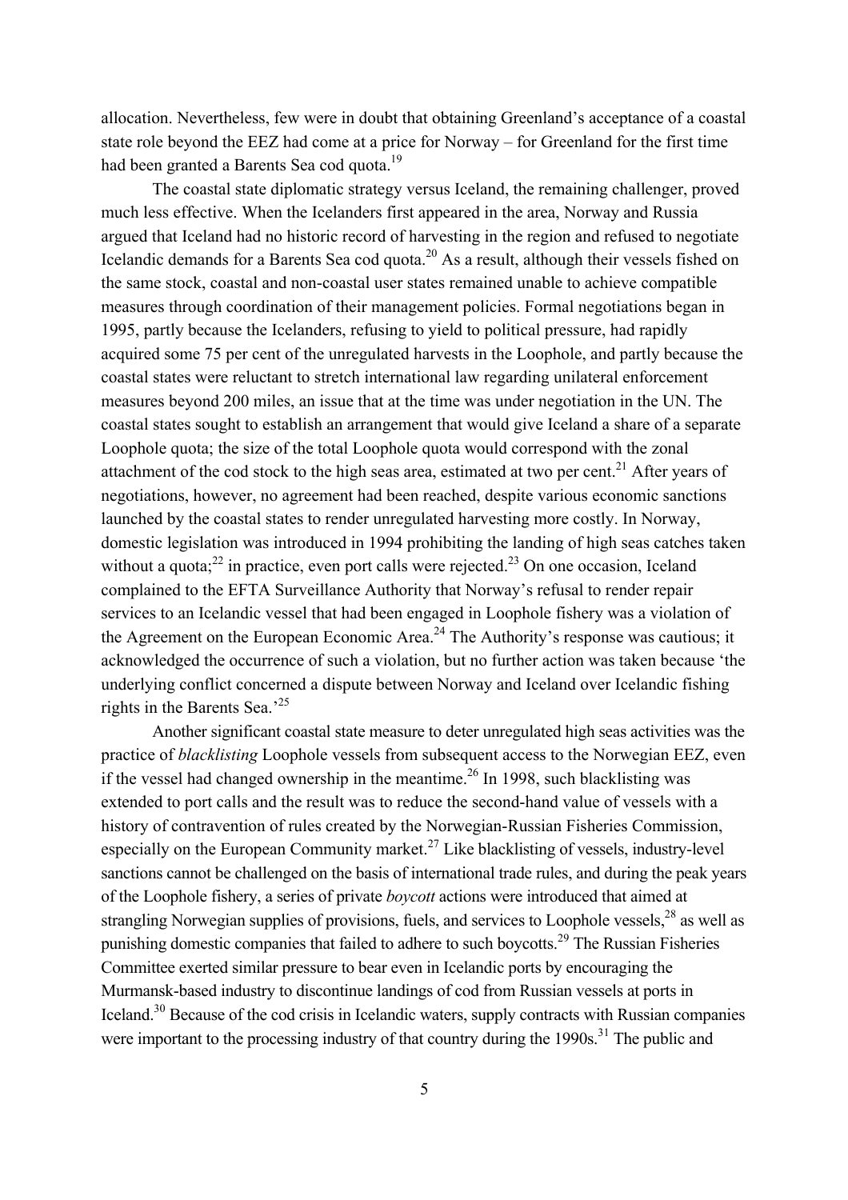allocation. Nevertheless, few were in doubt that obtaining Greenland's acceptance of a coastal state role beyond the EEZ had come at a price for Norway – for Greenland for the first time had been granted a Barents Sea cod quota.[19]

The coastal state diplomatic strategy versus Iceland, the remaining challenger, proved much less effective. When the Icelanders first appeared in the area, Norway and Russia argued that Iceland had no historic record of harvesting in the region and refused to negotiate Icelandic demands for a Barents Sea cod quota.[20] As a result, although their vessels fished on the same stock, coastal and non-coastal user states remained unable to achieve compatible measures through coordination of their management policies. Formal negotiations began in 1995, partly because the Icelanders, refusing to yield to political pressure, had rapidly acquired some 75 per cent of the unregulated harvests in the Loophole, and partly because the coastal states were reluctant to stretch international law regarding unilateral enforcement measures beyond 200 miles, an issue that at the time was under negotiation in the UN. The coastal states sought to establish an arrangement that would give Iceland a share of a separate Loophole quota; the size of the total Loophole quota would correspond with the zonal attachment of the cod stock to the high seas area, estimated at two per cent.[21] After years of negotiations, however, no agreement had been reached, despite various economic sanctions launched by the coastal states to render unregulated harvesting more costly. In Norway, domestic legislation was introduced in 1994 prohibiting the landing of high seas catches taken without a quota;[22] in practice, even port calls were rejected.[23] On one occasion, Iceland complained to the EFTA Surveillance Authority that Norway's refusal to render repair services to an Icelandic vessel that had been engaged in Loophole fishery was a violation of the Agreement on the European Economic Area.[24] The Authority's response was cautious; it acknowledged the occurrence of such a violation, but no further action was taken because 'the underlying conflict concerned a dispute between Norway and Iceland over Icelandic fishing rights in the Barents Sea.'[25]

Another significant coastal state measure to deter unregulated high seas activities was the practice of *blacklisting* Loophole vessels from subsequent access to the Norwegian EEZ, even if the vessel had changed ownership in the meantime.[26] In 1998, such blacklisting was extended to port calls and the result was to reduce the second-hand value of vessels with a history of contravention of rules created by the Norwegian-Russian Fisheries Commission, especially on the European Community market.[27] Like blacklisting of vessels, industry-level sanctions cannot be challenged on the basis of international trade rules, and during the peak years of the Loophole fishery, a series of private *boycott* actions were introduced that aimed at strangling Norwegian supplies of provisions, fuels, and services to Loophole vessels,[28] as well as punishing domestic companies that failed to adhere to such boycotts.[29] The Russian Fisheries Committee exerted similar pressure to bear even in Icelandic ports by encouraging the Murmansk-based industry to discontinue landings of cod from Russian vessels at ports in Iceland.[30] Because of the cod crisis in Icelandic waters, supply contracts with Russian companies were important to the processing industry of that country during the 1990s.[31] The public and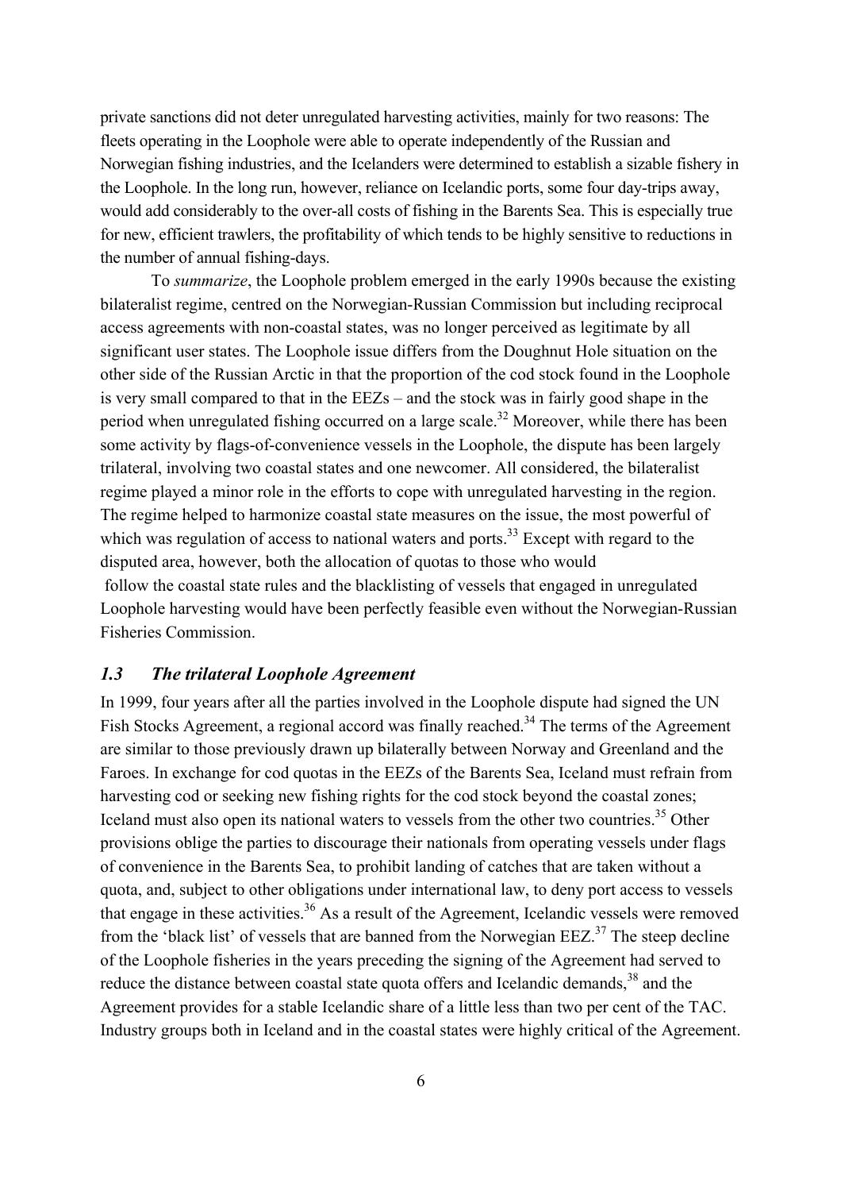private sanctions did not deter unregulated harvesting activities, mainly for two reasons: The fleets operating in the Loophole were able to operate independently of the Russian and Norwegian fishing industries, and the Icelanders were determined to establish a sizable fishery in the Loophole. In the long run, however, reliance on Icelandic ports, some four day-trips away, would add considerably to the over-all costs of fishing in the Barents Sea. This is especially true for new, efficient trawlers, the profitability of which tends to be highly sensitive to reductions in the number of annual fishing-days.

To *summarize*, the Loophole problem emerged in the early 1990s because the existing bilateralist regime, centred on the Norwegian-Russian Commission but including reciprocal access agreements with non-coastal states, was no longer perceived as legitimate by all significant user states. The Loophole issue differs from the Doughnut Hole situation on the other side of the Russian Arctic in that the proportion of the cod stock found in the Loophole is very small compared to that in the EEZs – and the stock was in fairly good shape in the period when unregulated fishing occurred on a large scale.[32] Moreover, while there has been some activity by flags-of-convenience vessels in the Loophole, the dispute has been largely trilateral, involving two coastal states and one newcomer. All considered, the bilateralist regime played a minor role in the efforts to cope with unregulated harvesting in the region. The regime helped to harmonize coastal state measures on the issue, the most powerful of which was regulation of access to national waters and ports.[33] Except with regard to the disputed area, however, both the allocation of quotas to those who would follow the coastal state rules and the blacklisting of vessels that engaged in unregulated Loophole harvesting would have been perfectly feasible even without the Norwegian-Russian Fisheries Commission.

### *1.3 The trilateral Loophole Agreement*

In 1999, four years after all the parties involved in the Loophole dispute had signed the UN Fish Stocks Agreement, a regional accord was finally reached.[34] The terms of the Agreement are similar to those previously drawn up bilaterally between Norway and Greenland and the Faroes. In exchange for cod quotas in the EEZs of the Barents Sea, Iceland must refrain from harvesting cod or seeking new fishing rights for the cod stock beyond the coastal zones; Iceland must also open its national waters to vessels from the other two countries.[35] Other provisions oblige the parties to discourage their nationals from operating vessels under flags of convenience in the Barents Sea, to prohibit landing of catches that are taken without a quota, and, subject to other obligations under international law, to deny port access to vessels that engage in these activities.[36] As a result of the Agreement, Icelandic vessels were removed from the 'black list' of vessels that are banned from the Norwegian EEZ.[37] The steep decline of the Loophole fisheries in the years preceding the signing of the Agreement had served to reduce the distance between coastal state quota offers and Icelandic demands,[38] and the Agreement provides for a stable Icelandic share of a little less than two per cent of the TAC. Industry groups both in Iceland and in the coastal states were highly critical of the Agreement.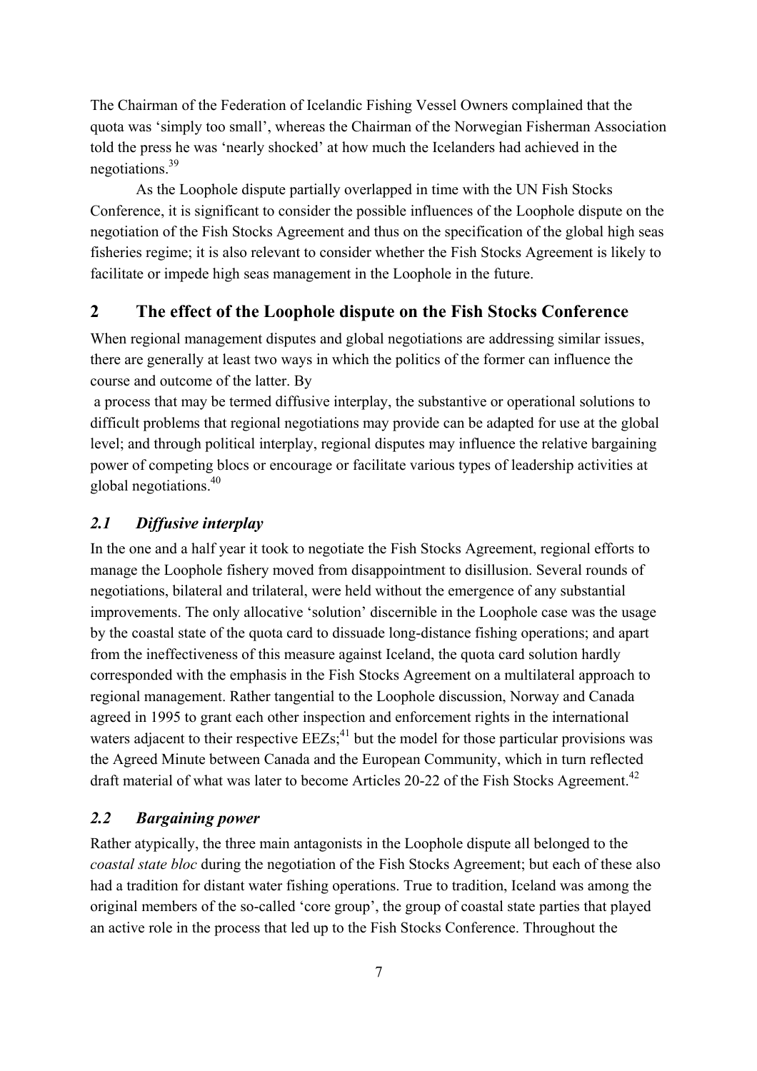The Chairman of the Federation of Icelandic Fishing Vessel Owners complained that the quota was 'simply too small', whereas the Chairman of the Norwegian Fisherman Association told the press he was 'nearly shocked' at how much the Icelanders had achieved in the negotiations.[39]

As the Loophole dispute partially overlapped in time with the UN Fish Stocks Conference, it is significant to consider the possible influences of the Loophole dispute on the negotiation of the Fish Stocks Agreement and thus on the specification of the global high seas fisheries regime; it is also relevant to consider whether the Fish Stocks Agreement is likely to facilitate or impede high seas management in the Loophole in the future.

## 2 The effect of the Loophole dispute on the Fish Stocks Conference

When regional management disputes and global negotiations are addressing similar issues, there are generally at least two ways in which the politics of the former can influence the course and outcome of the latter. By a process that may be termed diffusive interplay, the substantive or operational solutions to difficult problems that regional negotiations may provide can be adapted for use at the global level; and through political interplay, regional disputes may influence the relative bargaining power of competing blocs or encourage or facilitate various types of leadership activities at global negotiations.[40]

### *2.1 Diffusive interplay*

In the one and a half year it took to negotiate the Fish Stocks Agreement, regional efforts to manage the Loophole fishery moved from disappointment to disillusion. Several rounds of negotiations, bilateral and trilateral, were held without the emergence of any substantial improvements. The only allocative 'solution' discernible in the Loophole case was the usage by the coastal state of the quota card to dissuade long-distance fishing operations; and apart from the ineffectiveness of this measure against Iceland, the quota card solution hardly corresponded with the emphasis in the Fish Stocks Agreement on a multilateral approach to regional management. Rather tangential to the Loophole discussion, Norway and Canada agreed in 1995 to grant each other inspection and enforcement rights in the international waters adjacent to their respective EEZs;[41] but the model for those particular provisions was the Agreed Minute between Canada and the European Community, which in turn reflected draft material of what was later to become Articles 20-22 of the Fish Stocks Agreement.[42]

### *2.2 Bargaining power*

Rather atypically, the three main antagonists in the Loophole dispute all belonged to the *coastal state bloc* during the negotiation of the Fish Stocks Agreement; but each of these also had a tradition for distant water fishing operations. True to tradition, Iceland was among the original members of the so-called 'core group', the group of coastal state parties that played an active role in the process that led up to the Fish Stocks Conference. Throughout the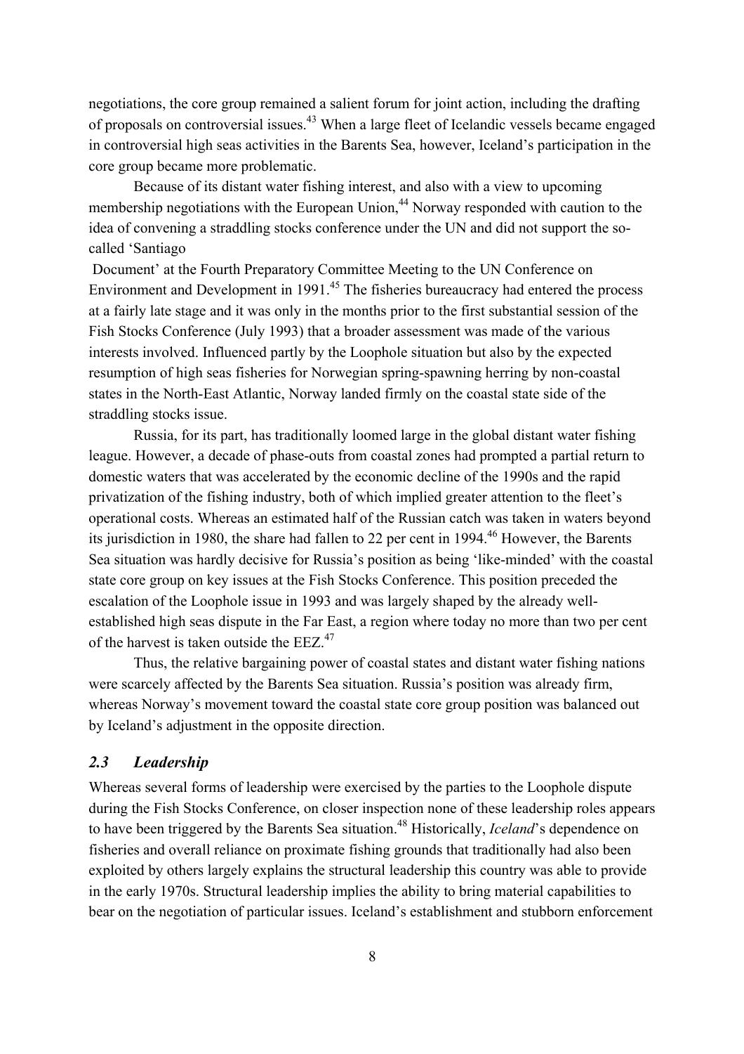negotiations, the core group remained a salient forum for joint action, including the drafting of proposals on controversial issues.[43] When a large fleet of Icelandic vessels became engaged in controversial high seas activities in the Barents Sea, however, Iceland's participation in the core group became more problematic.

Because of its distant water fishing interest, and also with a view to upcoming membership negotiations with the European Union,[44] Norway responded with caution to the idea of convening a straddling stocks conference under the UN and did not support the so-called 'Santiago Document' at the Fourth Preparatory Committee Meeting to the UN Conference on Environment and Development in 1991.[45] The fisheries bureaucracy had entered the process at a fairly late stage and it was only in the months prior to the first substantial session of the Fish Stocks Conference (July 1993) that a broader assessment was made of the various interests involved. Influenced partly by the Loophole situation but also by the expected resumption of high seas fisheries for Norwegian spring-spawning herring by non-coastal states in the North-East Atlantic, Norway landed firmly on the coastal state side of the straddling stocks issue.

Russia, for its part, has traditionally loomed large in the global distant water fishing league. However, a decade of phase-outs from coastal zones had prompted a partial return to domestic waters that was accelerated by the economic decline of the 1990s and the rapid privatization of the fishing industry, both of which implied greater attention to the fleet's operational costs. Whereas an estimated half of the Russian catch was taken in waters beyond its jurisdiction in 1980, the share had fallen to 22 per cent in 1994.[46] However, the Barents Sea situation was hardly decisive for Russia's position as being 'like-minded' with the coastal state core group on key issues at the Fish Stocks Conference. This position preceded the escalation of the Loophole issue in 1993 and was largely shaped by the already well-established high seas dispute in the Far East, a region where today no more than two per cent of the harvest is taken outside the EEZ.[47]

Thus, the relative bargaining power of coastal states and distant water fishing nations were scarcely affected by the Barents Sea situation. Russia's position was already firm, whereas Norway's movement toward the coastal state core group position was balanced out by Iceland's adjustment in the opposite direction.

## *2.3 Leadership*

Whereas several forms of leadership were exercised by the parties to the Loophole dispute during the Fish Stocks Conference, on closer inspection none of these leadership roles appears to have been triggered by the Barents Sea situation.[48] Historically, *Iceland*'s dependence on fisheries and overall reliance on proximate fishing grounds that traditionally had also been exploited by others largely explains the structural leadership this country was able to provide in the early 1970s. Structural leadership implies the ability to bring material capabilities to bear on the negotiation of particular issues. Iceland's establishment and stubborn enforcement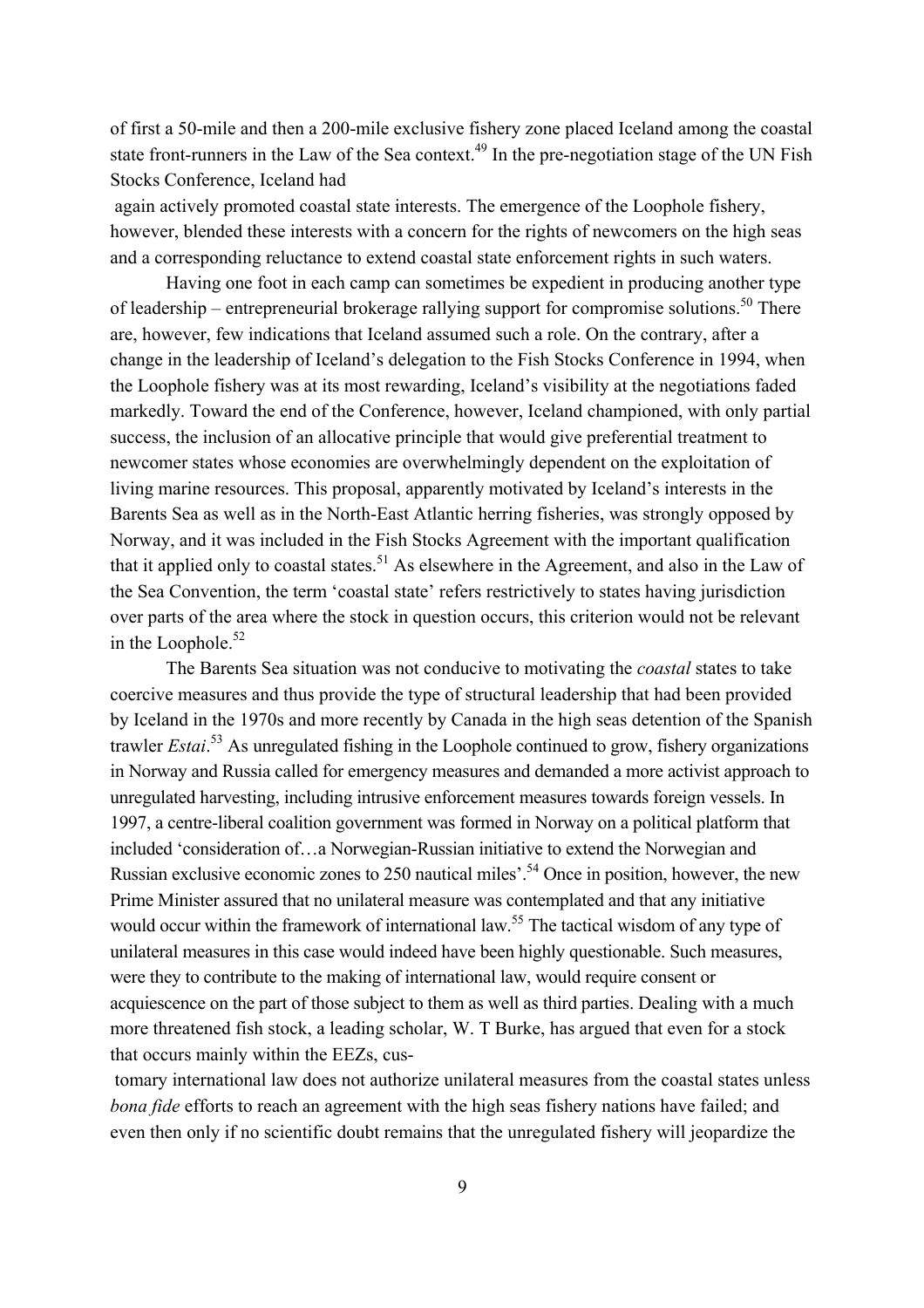of first a 50-mile and then a 200-mile exclusive fishery zone placed Iceland among the coastal state front-runners in the Law of the Sea context.[49] In the pre-negotiation stage of the UN Fish Stocks Conference, Iceland had again actively promoted coastal state interests. The emergence of the Loophole fishery, however, blended these interests with a concern for the rights of newcomers on the high seas and a corresponding reluctance to extend coastal state enforcement rights in such waters.

Having one foot in each camp can sometimes be expedient in producing another type of leadership – entrepreneurial brokerage rallying support for compromise solutions.[50] There are, however, few indications that Iceland assumed such a role. On the contrary, after a change in the leadership of Iceland's delegation to the Fish Stocks Conference in 1994, when the Loophole fishery was at its most rewarding, Iceland's visibility at the negotiations faded markedly. Toward the end of the Conference, however, Iceland championed, with only partial success, the inclusion of an allocative principle that would give preferential treatment to newcomer states whose economies are overwhelmingly dependent on the exploitation of living marine resources. This proposal, apparently motivated by Iceland's interests in the Barents Sea as well as in the North-East Atlantic herring fisheries, was strongly opposed by Norway, and it was included in the Fish Stocks Agreement with the important qualification that it applied only to coastal states.[51] As elsewhere in the Agreement, and also in the Law of the Sea Convention, the term 'coastal state' refers restrictively to states having jurisdiction over parts of the area where the stock in question occurs, this criterion would not be relevant in the Loophole.[52]

The Barents Sea situation was not conducive to motivating the *coastal* states to take coercive measures and thus provide the type of structural leadership that had been provided by Iceland in the 1970s and more recently by Canada in the high seas detention of the Spanish trawler *Estai*.[53] As unregulated fishing in the Loophole continued to grow, fishery organizations in Norway and Russia called for emergency measures and demanded a more activist approach to unregulated harvesting, including intrusive enforcement measures towards foreign vessels. In 1997, a centre-liberal coalition government was formed in Norway on a political platform that included 'consideration of…a Norwegian-Russian initiative to extend the Norwegian and Russian exclusive economic zones to 250 nautical miles'.[54] Once in position, however, the new Prime Minister assured that no unilateral measure was contemplated and that any initiative would occur within the framework of international law.[55] The tactical wisdom of any type of unilateral measures in this case would indeed have been highly questionable. Such measures, were they to contribute to the making of international law, would require consent or acquiescence on the part of those subject to them as well as third parties. Dealing with a much more threatened fish stock, a leading scholar, W. T Burke, has argued that even for a stock that occurs mainly within the EEZs, customary international law does not authorize unilateral measures from the coastal states unless *bona fide* efforts to reach an agreement with the high seas fishery nations have failed; and even then only if no scientific doubt remains that the unregulated fishery will jeopardize the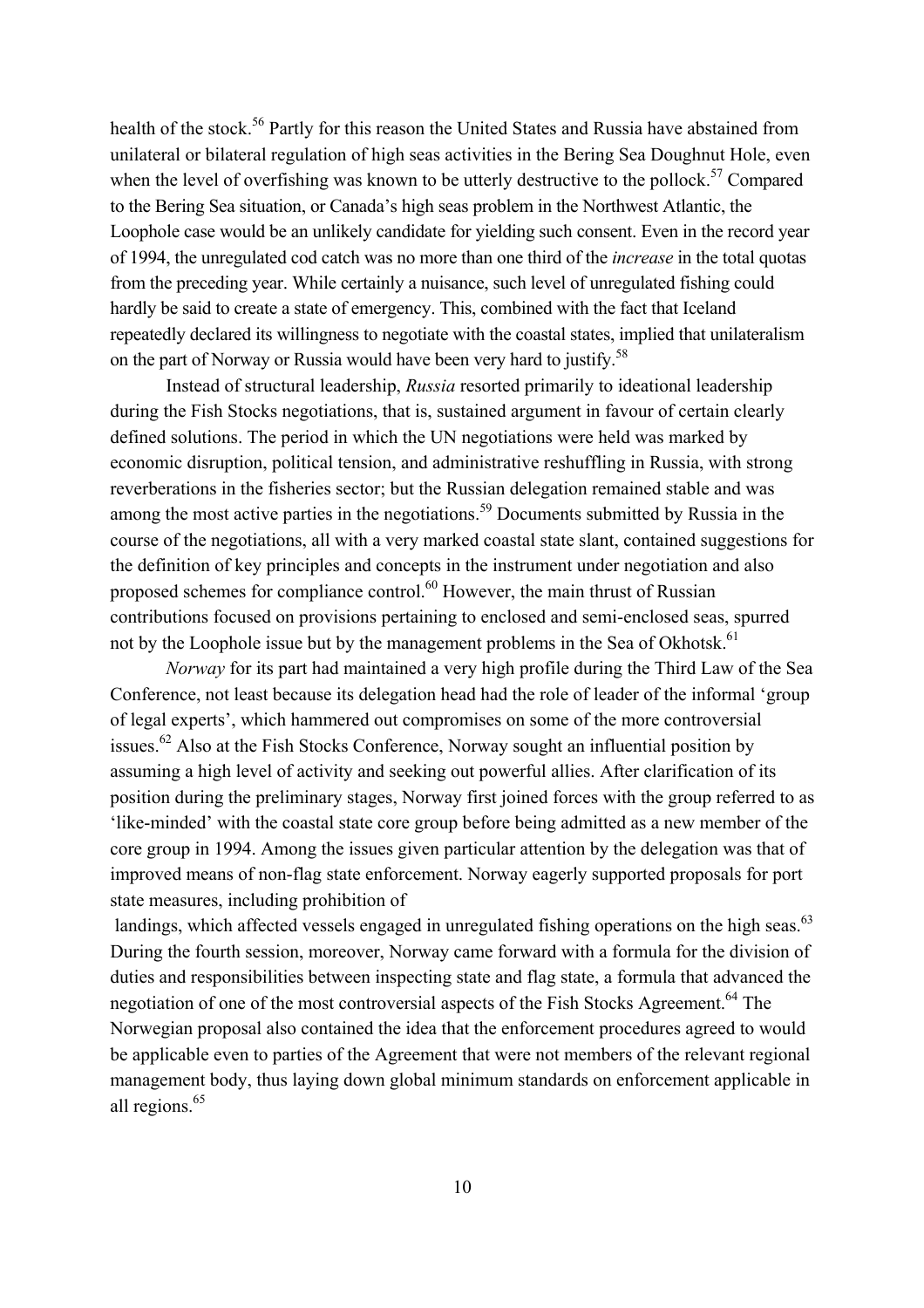health of the stock.[56] Partly for this reason the United States and Russia have abstained from unilateral or bilateral regulation of high seas activities in the Bering Sea Doughnut Hole, even when the level of overfishing was known to be utterly destructive to the pollock.[57] Compared to the Bering Sea situation, or Canada's high seas problem in the Northwest Atlantic, the Loophole case would be an unlikely candidate for yielding such consent. Even in the record year of 1994, the unregulated cod catch was no more than one third of the *increase* in the total quotas from the preceding year. While certainly a nuisance, such level of unregulated fishing could hardly be said to create a state of emergency. This, combined with the fact that Iceland repeatedly declared its willingness to negotiate with the coastal states, implied that unilateralism on the part of Norway or Russia would have been very hard to justify.[58]

Instead of structural leadership, *Russia* resorted primarily to ideational leadership during the Fish Stocks negotiations, that is, sustained argument in favour of certain clearly defined solutions. The period in which the UN negotiations were held was marked by economic disruption, political tension, and administrative reshuffling in Russia, with strong reverberations in the fisheries sector; but the Russian delegation remained stable and was among the most active parties in the negotiations.[59] Documents submitted by Russia in the course of the negotiations, all with a very marked coastal state slant, contained suggestions for the definition of key principles and concepts in the instrument under negotiation and also proposed schemes for compliance control.[60] However, the main thrust of Russian contributions focused on provisions pertaining to enclosed and semi-enclosed seas, spurred not by the Loophole issue but by the management problems in the Sea of Okhotsk.[61]

*Norway* for its part had maintained a very high profile during the Third Law of the Sea Conference, not least because its delegation head had the role of leader of the informal 'group of legal experts', which hammered out compromises on some of the more controversial issues.[62] Also at the Fish Stocks Conference, Norway sought an influential position by assuming a high level of activity and seeking out powerful allies. After clarification of its position during the preliminary stages, Norway first joined forces with the group referred to as 'like-minded' with the coastal state core group before being admitted as a new member of the core group in 1994. Among the issues given particular attention by the delegation was that of improved means of non-flag state enforcement. Norway eagerly supported proposals for port state measures, including prohibition of landings, which affected vessels engaged in unregulated fishing operations on the high seas.[63] During the fourth session, moreover, Norway came forward with a formula for the division of duties and responsibilities between inspecting state and flag state, a formula that advanced the negotiation of one of the most controversial aspects of the Fish Stocks Agreement.[64] The Norwegian proposal also contained the idea that the enforcement procedures agreed to would be applicable even to parties of the Agreement that were not members of the relevant regional management body, thus laying down global minimum standards on enforcement applicable in all regions.[65]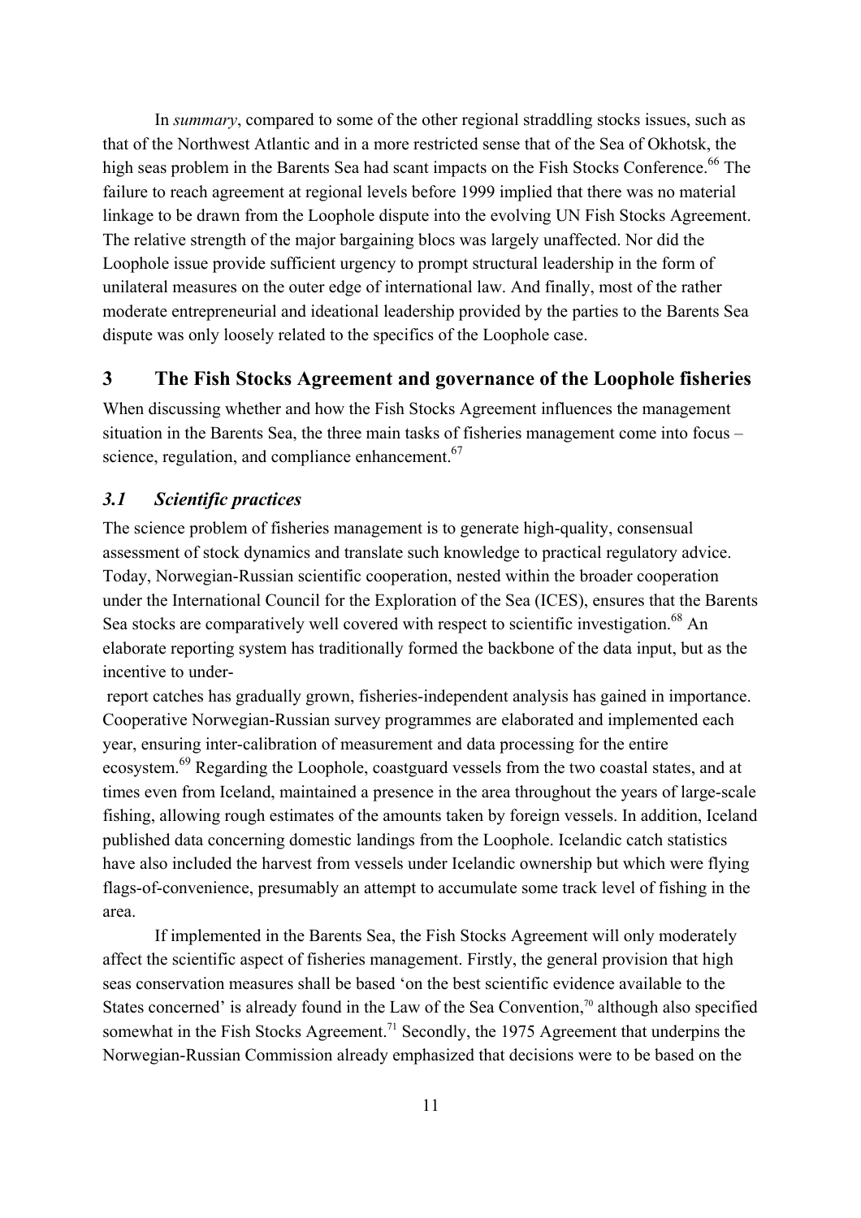In *summary*, compared to some of the other regional straddling stocks issues, such as that of the Northwest Atlantic and in a more restricted sense that of the Sea of Okhotsk, the high seas problem in the Barents Sea had scant impacts on the Fish Stocks Conference.[66] The failure to reach agreement at regional levels before 1999 implied that there was no material linkage to be drawn from the Loophole dispute into the evolving UN Fish Stocks Agreement. The relative strength of the major bargaining blocs was largely unaffected. Nor did the Loophole issue provide sufficient urgency to prompt structural leadership in the form of unilateral measures on the outer edge of international law. And finally, most of the rather moderate entrepreneurial and ideational leadership provided by the parties to the Barents Sea dispute was only loosely related to the specifics of the Loophole case.

## 3 The Fish Stocks Agreement and governance of the Loophole fisheries

When discussing whether and how the Fish Stocks Agreement influences the management situation in the Barents Sea, the three main tasks of fisheries management come into focus – science, regulation, and compliance enhancement.[67]

### *3.1 Scientific practices*

The science problem of fisheries management is to generate high-quality, consensual assessment of stock dynamics and translate such knowledge to practical regulatory advice. Today, Norwegian-Russian scientific cooperation, nested within the broader cooperation under the International Council for the Exploration of the Sea (ICES), ensures that the Barents Sea stocks are comparatively well covered with respect to scientific investigation.[68] An elaborate reporting system has traditionally formed the backbone of the data input, but as the incentive to under-report catches has gradually grown, fisheries-independent analysis has gained in importance. Cooperative Norwegian-Russian survey programmes are elaborated and implemented each year, ensuring inter-calibration of measurement and data processing for the entire ecosystem.[69] Regarding the Loophole, coastguard vessels from the two coastal states, and at times even from Iceland, maintained a presence in the area throughout the years of large-scale fishing, allowing rough estimates of the amounts taken by foreign vessels. In addition, Iceland published data concerning domestic landings from the Loophole. Icelandic catch statistics have also included the harvest from vessels under Icelandic ownership but which were flying flags-of-convenience, presumably an attempt to accumulate some track level of fishing in the area.

If implemented in the Barents Sea, the Fish Stocks Agreement will only moderately affect the scientific aspect of fisheries management. Firstly, the general provision that high seas conservation measures shall be based 'on the best scientific evidence available to the States concerned' is already found in the Law of the Sea Convention,[70] although also specified somewhat in the Fish Stocks Agreement.[71] Secondly, the 1975 Agreement that underpins the Norwegian-Russian Commission already emphasized that decisions were to be based on the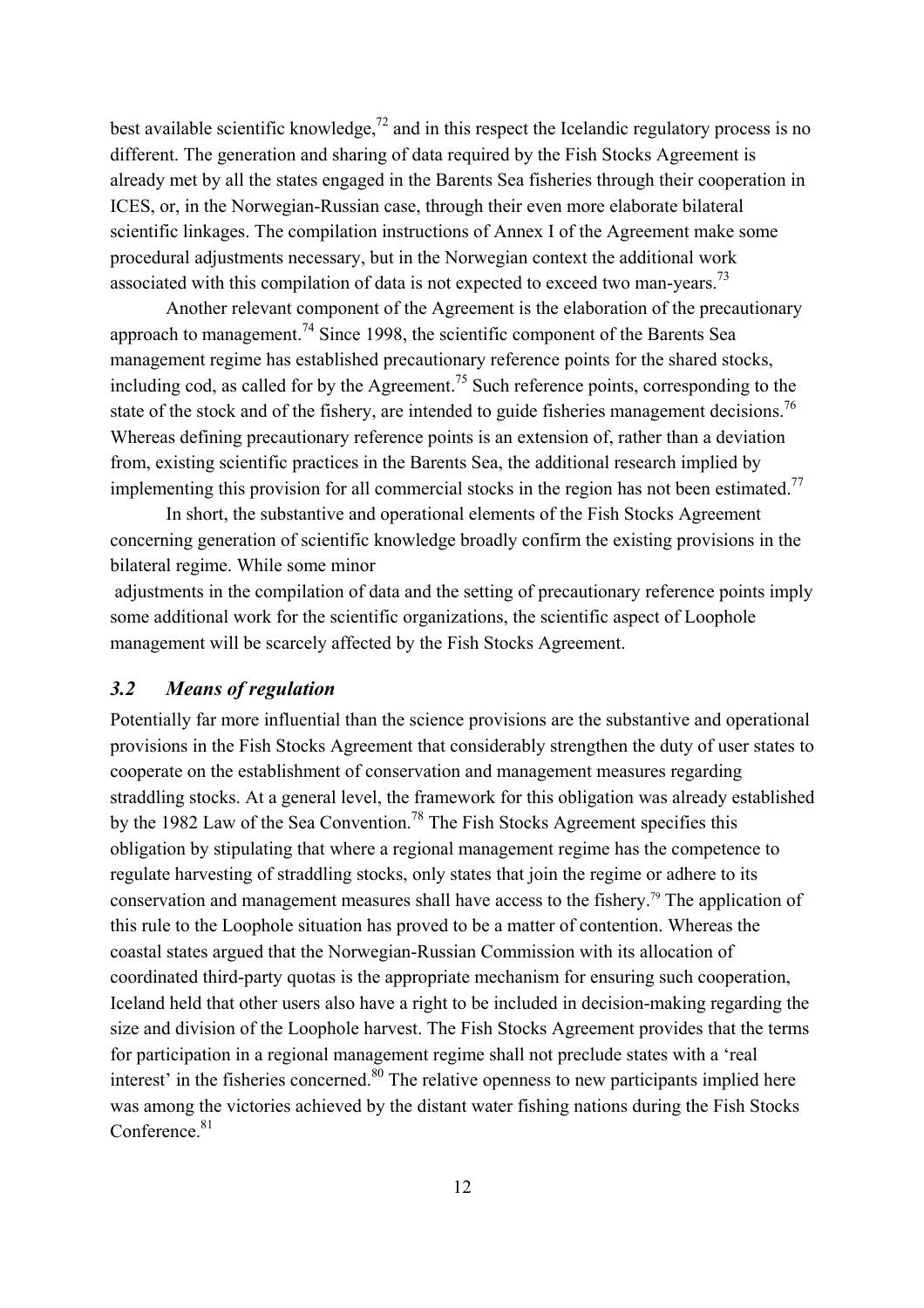best available scientific knowledge,[72] and in this respect the Icelandic regulatory process is no different. The generation and sharing of data required by the Fish Stocks Agreement is already met by all the states engaged in the Barents Sea fisheries through their cooperation in ICES, or, in the Norwegian-Russian case, through their even more elaborate bilateral scientific linkages. The compilation instructions of Annex I of the Agreement make some procedural adjustments necessary, but in the Norwegian context the additional work associated with this compilation of data is not expected to exceed two man-years.[73]

Another relevant component of the Agreement is the elaboration of the precautionary approach to management.[74] Since 1998, the scientific component of the Barents Sea management regime has established precautionary reference points for the shared stocks, including cod, as called for by the Agreement.[75] Such reference points, corresponding to the state of the stock and of the fishery, are intended to guide fisheries management decisions.[76] Whereas defining precautionary reference points is an extension of, rather than a deviation from, existing scientific practices in the Barents Sea, the additional research implied by implementing this provision for all commercial stocks in the region has not been estimated.[77]

In short, the substantive and operational elements of the Fish Stocks Agreement concerning generation of scientific knowledge broadly confirm the existing provisions in the bilateral regime. While some minor adjustments in the compilation of data and the setting of precautionary reference points imply some additional work for the scientific organizations, the scientific aspect of Loophole management will be scarcely affected by the Fish Stocks Agreement.

### *3.2 Means of regulation*

Potentially far more influential than the science provisions are the substantive and operational provisions in the Fish Stocks Agreement that considerably strengthen the duty of user states to cooperate on the establishment of conservation and management measures regarding straddling stocks. At a general level, the framework for this obligation was already established by the 1982 Law of the Sea Convention.[78] The Fish Stocks Agreement specifies this obligation by stipulating that where a regional management regime has the competence to regulate harvesting of straddling stocks, only states that join the regime or adhere to its conservation and management measures shall have access to the fishery.[79] The application of this rule to the Loophole situation has proved to be a matter of contention. Whereas the coastal states argued that the Norwegian-Russian Commission with its allocation of coordinated third-party quotas is the appropriate mechanism for ensuring such cooperation, Iceland held that other users also have a right to be included in decision-making regarding the size and division of the Loophole harvest. The Fish Stocks Agreement provides that the terms for participation in a regional management regime shall not preclude states with a 'real interest' in the fisheries concerned.[80] The relative openness to new participants implied here was among the victories achieved by the distant water fishing nations during the Fish Stocks Conference.[81]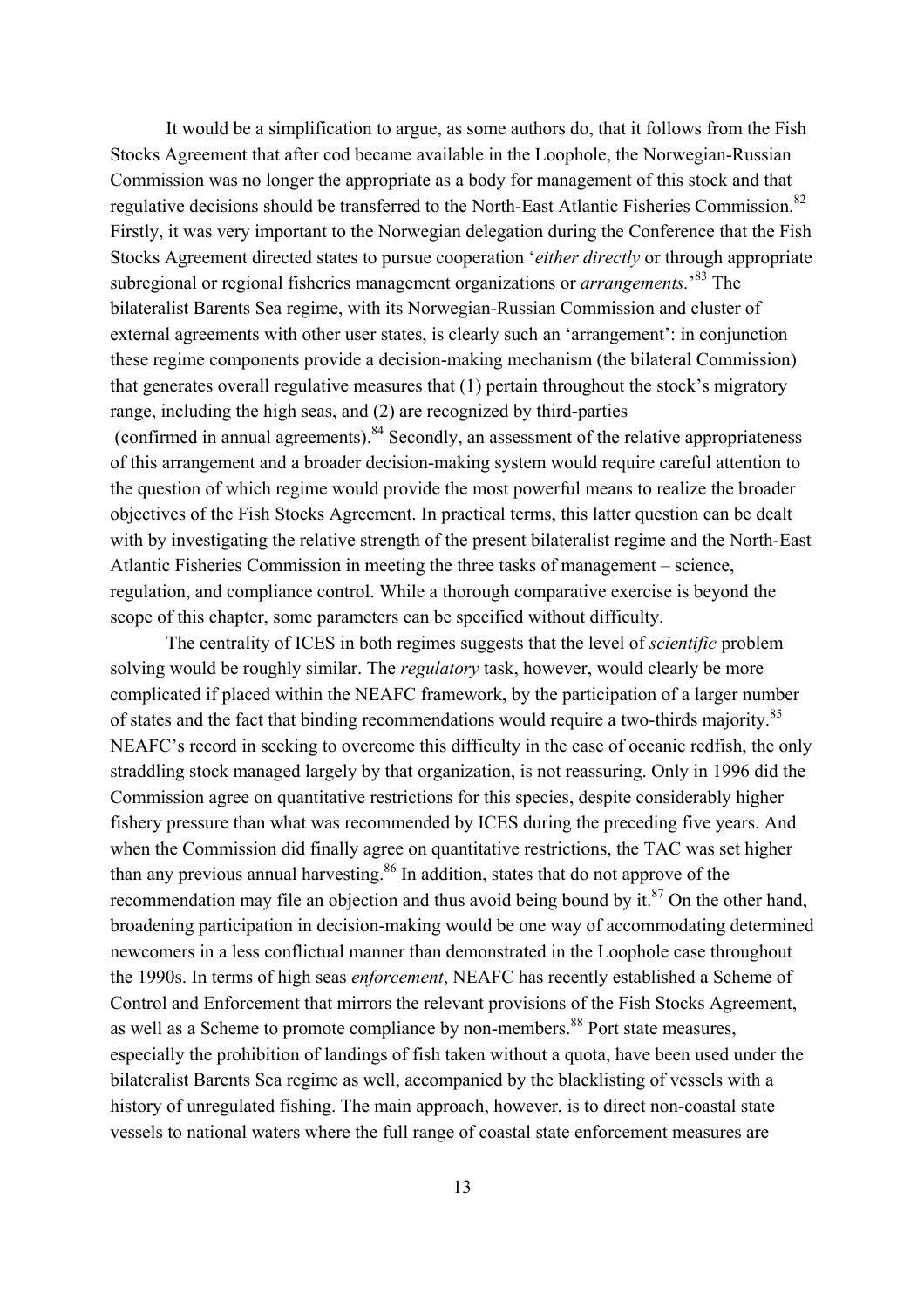It would be a simplification to argue, as some authors do, that it follows from the Fish Stocks Agreement that after cod became available in the Loophole, the Norwegian-Russian Commission was no longer the appropriate as a body for management of this stock and that regulative decisions should be transferred to the North-East Atlantic Fisheries Commission.[82] Firstly, it was very important to the Norwegian delegation during the Conference that the Fish Stocks Agreement directed states to pursue cooperation '*either directly* or through appropriate subregional or regional fisheries management organizations or *arrangements.*'[83] The bilateralist Barents Sea regime, with its Norwegian-Russian Commission and cluster of external agreements with other user states, is clearly such an 'arrangement': in conjunction these regime components provide a decision-making mechanism (the bilateral Commission) that generates overall regulative measures that (1) pertain throughout the stock's migratory range, including the high seas, and (2) are recognized by third-parties (confirmed in annual agreements).[84] Secondly, an assessment of the relative appropriateness of this arrangement and a broader decision-making system would require careful attention to the question of which regime would provide the most powerful means to realize the broader objectives of the Fish Stocks Agreement. In practical terms, this latter question can be dealt with by investigating the relative strength of the present bilateralist regime and the North-East Atlantic Fisheries Commission in meeting the three tasks of management – science, regulation, and compliance control. While a thorough comparative exercise is beyond the scope of this chapter, some parameters can be specified without difficulty.

The centrality of ICES in both regimes suggests that the level of *scientific* problem solving would be roughly similar. The *regulatory* task, however, would clearly be more complicated if placed within the NEAFC framework, by the participation of a larger number of states and the fact that binding recommendations would require a two-thirds majority.[85] NEAFC's record in seeking to overcome this difficulty in the case of oceanic redfish, the only straddling stock managed largely by that organization, is not reassuring. Only in 1996 did the Commission agree on quantitative restrictions for this species, despite considerably higher fishery pressure than what was recommended by ICES during the preceding five years. And when the Commission did finally agree on quantitative restrictions, the TAC was set higher than any previous annual harvesting.[86] In addition, states that do not approve of the recommendation may file an objection and thus avoid being bound by it.[87] On the other hand, broadening participation in decision-making would be one way of accommodating determined newcomers in a less conflictual manner than demonstrated in the Loophole case throughout the 1990s. In terms of high seas *enforcement*, NEAFC has recently established a Scheme of Control and Enforcement that mirrors the relevant provisions of the Fish Stocks Agreement, as well as a Scheme to promote compliance by non-members.[88] Port state measures, especially the prohibition of landings of fish taken without a quota, have been used under the bilateralist Barents Sea regime as well, accompanied by the blacklisting of vessels with a history of unregulated fishing. The main approach, however, is to direct non-coastal state vessels to national waters where the full range of coastal state enforcement measures are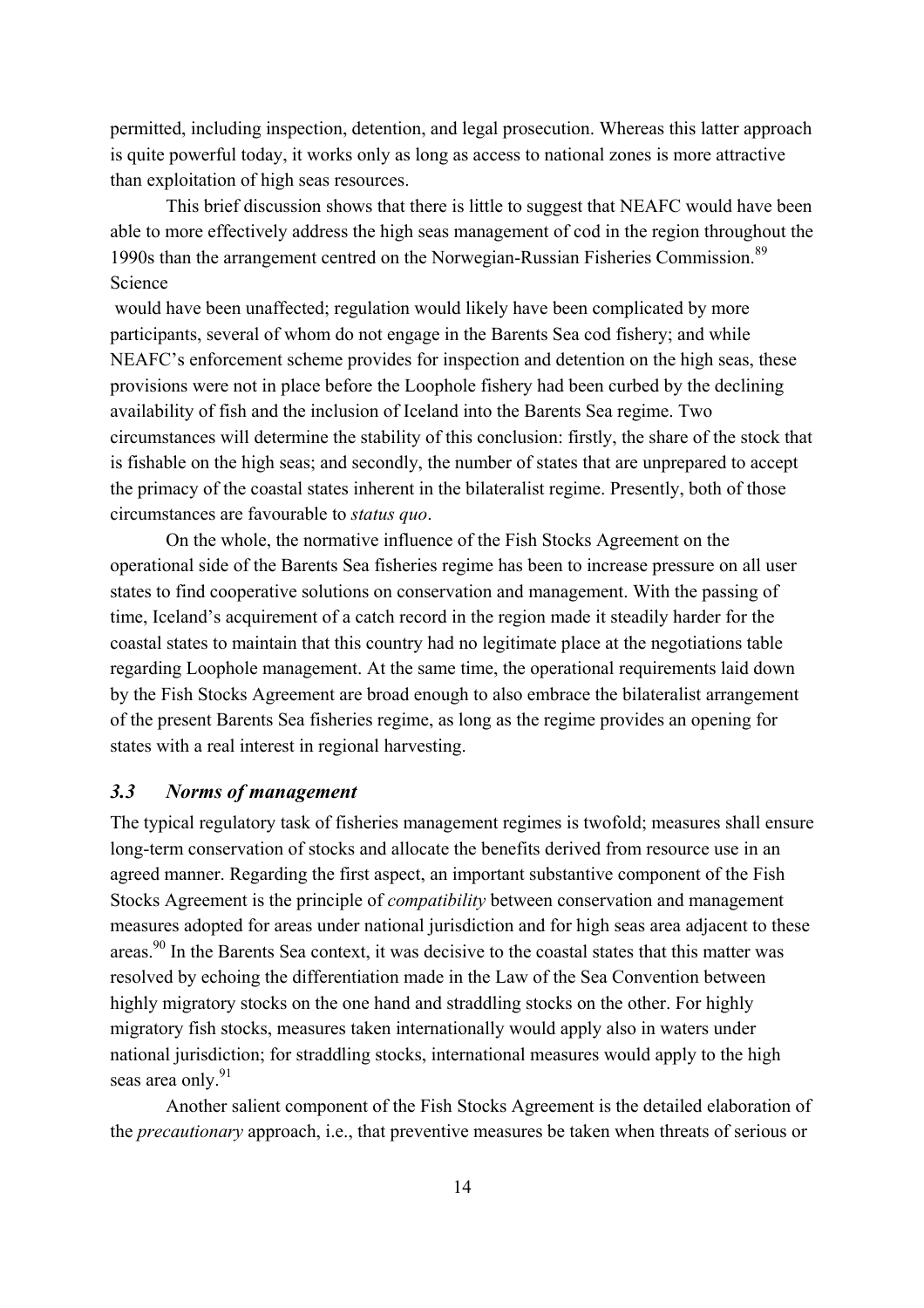permitted, including inspection, detention, and legal prosecution. Whereas this latter approach is quite powerful today, it works only as long as access to national zones is more attractive than exploitation of high seas resources.

This brief discussion shows that there is little to suggest that NEAFC would have been able to more effectively address the high seas management of cod in the region throughout the 1990s than the arrangement centred on the Norwegian-Russian Fisheries Commission.[89] Science would have been unaffected; regulation would likely have been complicated by more participants, several of whom do not engage in the Barents Sea cod fishery; and while NEAFC's enforcement scheme provides for inspection and detention on the high seas, these provisions were not in place before the Loophole fishery had been curbed by the declining availability of fish and the inclusion of Iceland into the Barents Sea regime. Two circumstances will determine the stability of this conclusion: firstly, the share of the stock that is fishable on the high seas; and secondly, the number of states that are unprepared to accept the primacy of the coastal states inherent in the bilateralist regime. Presently, both of those circumstances are favourable to *status quo*.

On the whole, the normative influence of the Fish Stocks Agreement on the operational side of the Barents Sea fisheries regime has been to increase pressure on all user states to find cooperative solutions on conservation and management. With the passing of time, Iceland's acquirement of a catch record in the region made it steadily harder for the coastal states to maintain that this country had no legitimate place at the negotiations table regarding Loophole management. At the same time, the operational requirements laid down by the Fish Stocks Agreement are broad enough to also embrace the bilateralist arrangement of the present Barents Sea fisheries regime, as long as the regime provides an opening for states with a real interest in regional harvesting.

### *3.3 Norms of management*

The typical regulatory task of fisheries management regimes is twofold; measures shall ensure long-term conservation of stocks and allocate the benefits derived from resource use in an agreed manner. Regarding the first aspect, an important substantive component of the Fish Stocks Agreement is the principle of *compatibility* between conservation and management measures adopted for areas under national jurisdiction and for high seas area adjacent to these areas.[90] In the Barents Sea context, it was decisive to the coastal states that this matter was resolved by echoing the differentiation made in the Law of the Sea Convention between highly migratory stocks on the one hand and straddling stocks on the other. For highly migratory fish stocks, measures taken internationally would apply also in waters under national jurisdiction; for straddling stocks, international measures would apply to the high seas area only.[91]

Another salient component of the Fish Stocks Agreement is the detailed elaboration of the *precautionary* approach, i.e., that preventive measures be taken when threats of serious or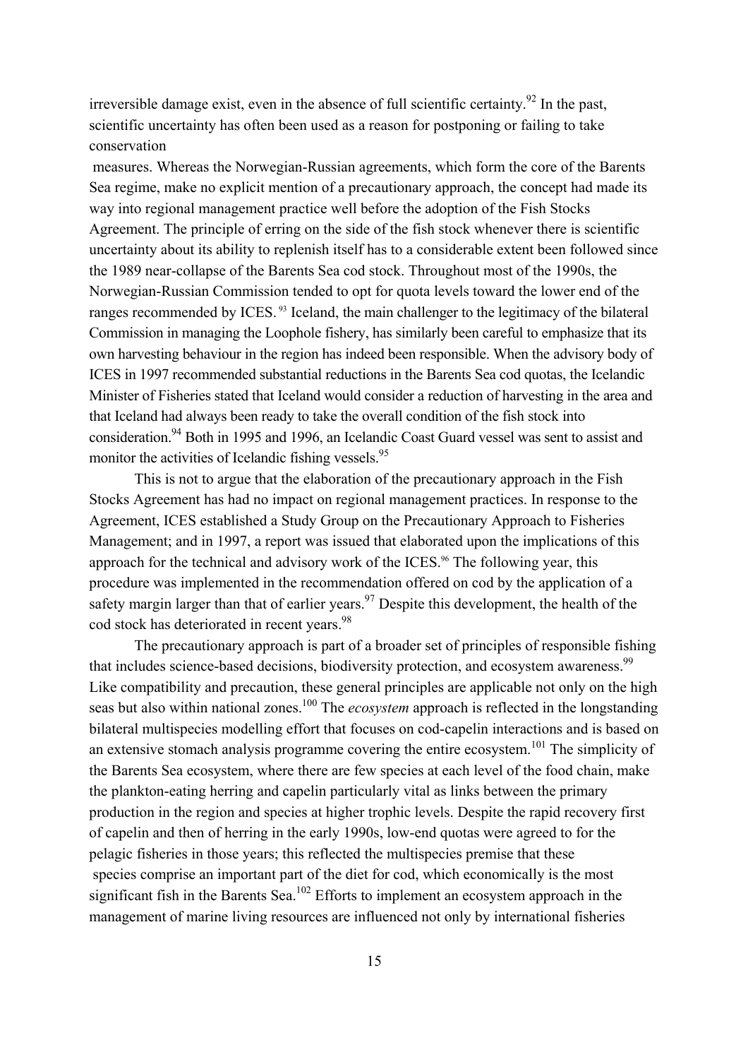irreversible damage exist, even in the absence of full scientific certainty.[92] In the past, scientific uncertainty has often been used as a reason for postponing or failing to take conservation measures. Whereas the Norwegian-Russian agreements, which form the core of the Barents Sea regime, make no explicit mention of a precautionary approach, the concept had made its way into regional management practice well before the adoption of the Fish Stocks Agreement. The principle of erring on the side of the fish stock whenever there is scientific uncertainty about its ability to replenish itself has to a considerable extent been followed since the 1989 near-collapse of the Barents Sea cod stock. Throughout most of the 1990s, the Norwegian-Russian Commission tended to opt for quota levels toward the lower end of the ranges recommended by ICES.[93] Iceland, the main challenger to the legitimacy of the bilateral Commission in managing the Loophole fishery, has similarly been careful to emphasize that its own harvesting behaviour in the region has indeed been responsible. When the advisory body of ICES in 1997 recommended substantial reductions in the Barents Sea cod quotas, the Icelandic Minister of Fisheries stated that Iceland would consider a reduction of harvesting in the area and that Iceland had always been ready to take the overall condition of the fish stock into consideration.[94] Both in 1995 and 1996, an Icelandic Coast Guard vessel was sent to assist and monitor the activities of Icelandic fishing vessels.[95]

This is not to argue that the elaboration of the precautionary approach in the Fish Stocks Agreement has had no impact on regional management practices. In response to the Agreement, ICES established a Study Group on the Precautionary Approach to Fisheries Management; and in 1997, a report was issued that elaborated upon the implications of this approach for the technical and advisory work of the ICES.[96] The following year, this procedure was implemented in the recommendation offered on cod by the application of a safety margin larger than that of earlier years.[97] Despite this development, the health of the cod stock has deteriorated in recent years.[98]

The precautionary approach is part of a broader set of principles of responsible fishing that includes science-based decisions, biodiversity protection, and ecosystem awareness.[99] Like compatibility and precaution, these general principles are applicable not only on the high seas but also within national zones.[100] The *ecosystem* approach is reflected in the longstanding bilateral multispecies modelling effort that focuses on cod-capelin interactions and is based on an extensive stomach analysis programme covering the entire ecosystem.[101] The simplicity of the Barents Sea ecosystem, where there are few species at each level of the food chain, make the plankton-eating herring and capelin particularly vital as links between the primary production in the region and species at higher trophic levels. Despite the rapid recovery first of capelin and then of herring in the early 1990s, low-end quotas were agreed to for the pelagic fisheries in those years; this reflected the multispecies premise that these species comprise an important part of the diet for cod, which economically is the most significant fish in the Barents Sea.[102] Efforts to implement an ecosystem approach in the management of marine living resources are influenced not only by international fisheries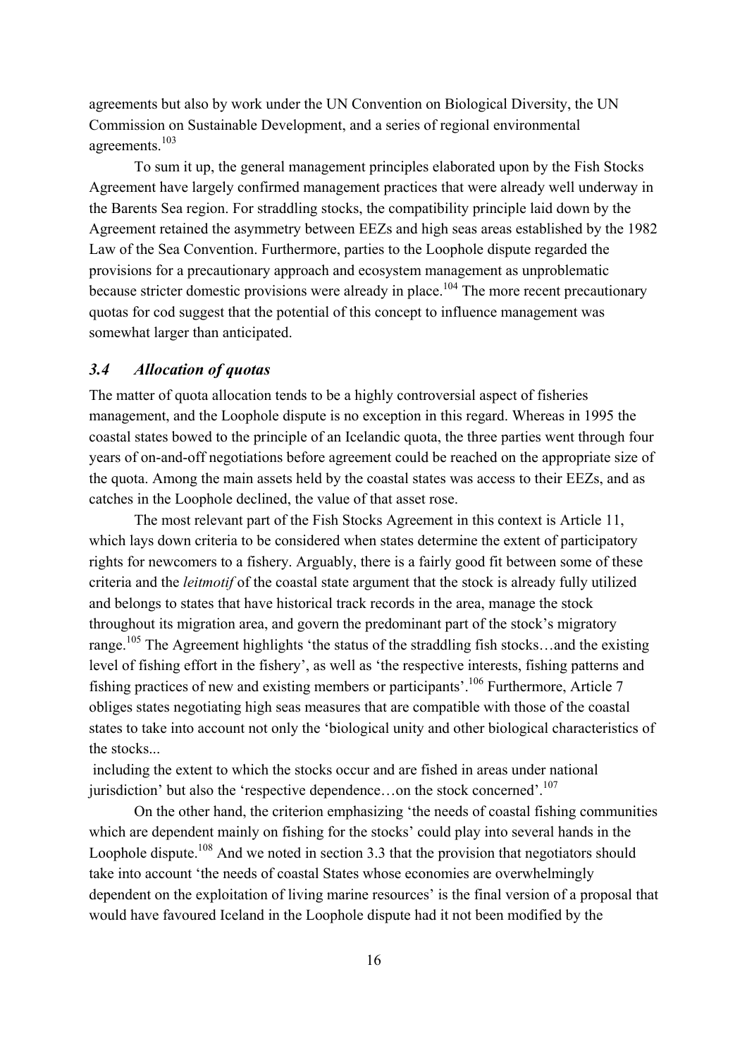agreements but also by work under the UN Convention on Biological Diversity, the UN Commission on Sustainable Development, and a series of regional environmental agreements.[103]

To sum it up, the general management principles elaborated upon by the Fish Stocks Agreement have largely confirmed management practices that were already well underway in the Barents Sea region. For straddling stocks, the compatibility principle laid down by the Agreement retained the asymmetry between EEZs and high seas areas established by the 1982 Law of the Sea Convention. Furthermore, parties to the Loophole dispute regarded the provisions for a precautionary approach and ecosystem management as unproblematic because stricter domestic provisions were already in place.[104] The more recent precautionary quotas for cod suggest that the potential of this concept to influence management was somewhat larger than anticipated.

### *3.4 Allocation of quotas*

The matter of quota allocation tends to be a highly controversial aspect of fisheries management, and the Loophole dispute is no exception in this regard. Whereas in 1995 the coastal states bowed to the principle of an Icelandic quota, the three parties went through four years of on-and-off negotiations before agreement could be reached on the appropriate size of the quota. Among the main assets held by the coastal states was access to their EEZs, and as catches in the Loophole declined, the value of that asset rose.

The most relevant part of the Fish Stocks Agreement in this context is Article 11, which lays down criteria to be considered when states determine the extent of participatory rights for newcomers to a fishery. Arguably, there is a fairly good fit between some of these criteria and the *leitmotif* of the coastal state argument that the stock is already fully utilized and belongs to states that have historical track records in the area, manage the stock throughout its migration area, and govern the predominant part of the stock's migratory range.[105] The Agreement highlights 'the status of the straddling fish stocks…and the existing level of fishing effort in the fishery', as well as 'the respective interests, fishing patterns and fishing practices of new and existing members or participants'.[106] Furthermore, Article 7 obliges states negotiating high seas measures that are compatible with those of the coastal states to take into account not only the 'biological unity and other biological characteristics of the stocks... including the extent to which the stocks occur and are fished in areas under national jurisdiction' but also the 'respective dependence…on the stock concerned'.[107]

On the other hand, the criterion emphasizing 'the needs of coastal fishing communities which are dependent mainly on fishing for the stocks' could play into several hands in the Loophole dispute.[108] And we noted in section 3.3 that the provision that negotiators should take into account 'the needs of coastal States whose economies are overwhelmingly dependent on the exploitation of living marine resources' is the final version of a proposal that would have favoured Iceland in the Loophole dispute had it not been modified by the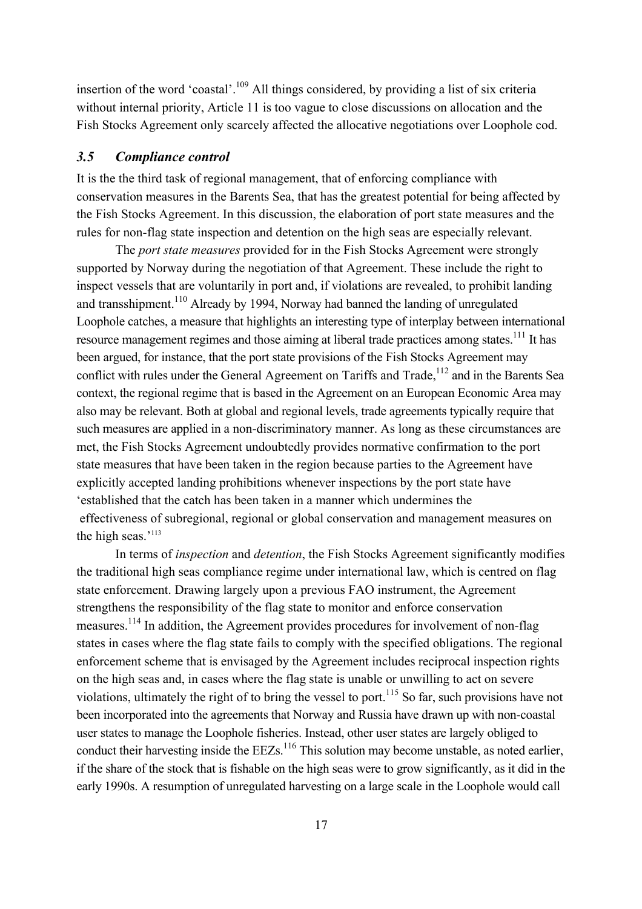insertion of the word 'coastal'.[109] All things considered, by providing a list of six criteria without internal priority, Article 11 is too vague to close discussions on allocation and the Fish Stocks Agreement only scarcely affected the allocative negotiations over Loophole cod.

### *3.5 Compliance control*

It is the the third task of regional management, that of enforcing compliance with conservation measures in the Barents Sea, that has the greatest potential for being affected by the Fish Stocks Agreement. In this discussion, the elaboration of port state measures and the rules for non-flag state inspection and detention on the high seas are especially relevant.

The *port state measures* provided for in the Fish Stocks Agreement were strongly supported by Norway during the negotiation of that Agreement. These include the right to inspect vessels that are voluntarily in port and, if violations are revealed, to prohibit landing and transshipment.[110] Already by 1994, Norway had banned the landing of unregulated Loophole catches, a measure that highlights an interesting type of interplay between international resource management regimes and those aiming at liberal trade practices among states.[111] It has been argued, for instance, that the port state provisions of the Fish Stocks Agreement may conflict with rules under the General Agreement on Tariffs and Trade,[112] and in the Barents Sea context, the regional regime that is based in the Agreement on an European Economic Area may also may be relevant. Both at global and regional levels, trade agreements typically require that such measures are applied in a non-discriminatory manner. As long as these circumstances are met, the Fish Stocks Agreement undoubtedly provides normative confirmation to the port state measures that have been taken in the region because parties to the Agreement have explicitly accepted landing prohibitions whenever inspections by the port state have 'established that the catch has been taken in a manner which undermines the effectiveness of subregional, regional or global conservation and management measures on the high seas.'[113]

In terms of *inspection* and *detention*, the Fish Stocks Agreement significantly modifies the traditional high seas compliance regime under international law, which is centred on flag state enforcement. Drawing largely upon a previous FAO instrument, the Agreement strengthens the responsibility of the flag state to monitor and enforce conservation measures.[114] In addition, the Agreement provides procedures for involvement of non-flag states in cases where the flag state fails to comply with the specified obligations. The regional enforcement scheme that is envisaged by the Agreement includes reciprocal inspection rights on the high seas and, in cases where the flag state is unable or unwilling to act on severe violations, ultimately the right of to bring the vessel to port.[115] So far, such provisions have not been incorporated into the agreements that Norway and Russia have drawn up with non-coastal user states to manage the Loophole fisheries. Instead, other user states are largely obliged to conduct their harvesting inside the EEZs.[116] This solution may become unstable, as noted earlier, if the share of the stock that is fishable on the high seas were to grow significantly, as it did in the early 1990s. A resumption of unregulated harvesting on a large scale in the Loophole would call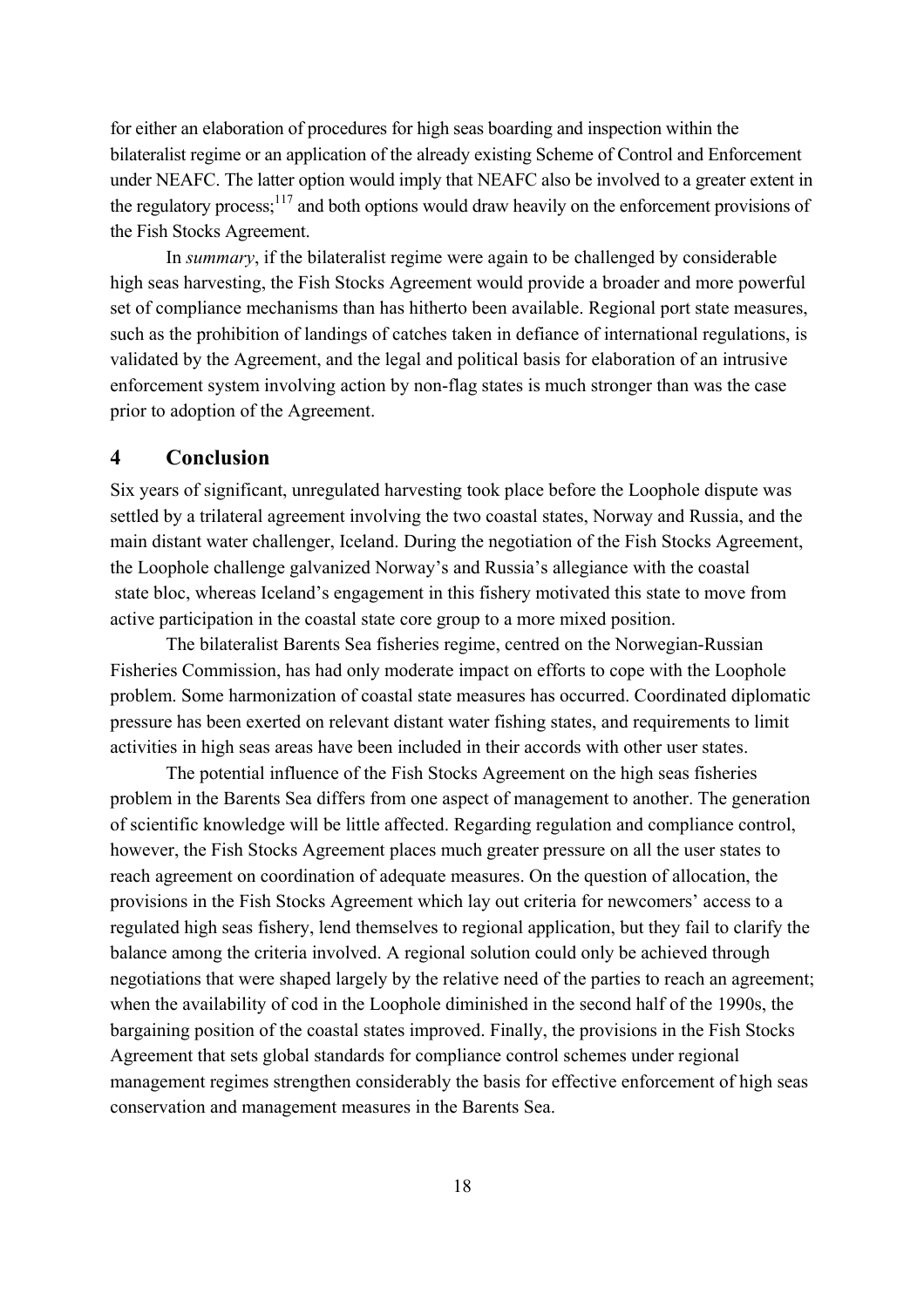for either an elaboration of procedures for high seas boarding and inspection within the bilateralist regime or an application of the already existing Scheme of Control and Enforcement under NEAFC. The latter option would imply that NEAFC also be involved to a greater extent in the regulatory process;[117] and both options would draw heavily on the enforcement provisions of the Fish Stocks Agreement.

In *summary*, if the bilateralist regime were again to be challenged by considerable high seas harvesting, the Fish Stocks Agreement would provide a broader and more powerful set of compliance mechanisms than has hitherto been available. Regional port state measures, such as the prohibition of landings of catches taken in defiance of international regulations, is validated by the Agreement, and the legal and political basis for elaboration of an intrusive enforcement system involving action by non-flag states is much stronger than was the case prior to adoption of the Agreement.

## 4 Conclusion

Six years of significant, unregulated harvesting took place before the Loophole dispute was settled by a trilateral agreement involving the two coastal states, Norway and Russia, and the main distant water challenger, Iceland. During the negotiation of the Fish Stocks Agreement, the Loophole challenge galvanized Norway's and Russia's allegiance with the coastal state bloc, whereas Iceland's engagement in this fishery motivated this state to move from active participation in the coastal state core group to a more mixed position.

The bilateralist Barents Sea fisheries regime, centred on the Norwegian-Russian Fisheries Commission, has had only moderate impact on efforts to cope with the Loophole problem. Some harmonization of coastal state measures has occurred. Coordinated diplomatic pressure has been exerted on relevant distant water fishing states, and requirements to limit activities in high seas areas have been included in their accords with other user states.

The potential influence of the Fish Stocks Agreement on the high seas fisheries problem in the Barents Sea differs from one aspect of management to another. The generation of scientific knowledge will be little affected. Regarding regulation and compliance control, however, the Fish Stocks Agreement places much greater pressure on all the user states to reach agreement on coordination of adequate measures. On the question of allocation, the provisions in the Fish Stocks Agreement which lay out criteria for newcomers' access to a regulated high seas fishery, lend themselves to regional application, but they fail to clarify the balance among the criteria involved. A regional solution could only be achieved through negotiations that were shaped largely by the relative need of the parties to reach an agreement; when the availability of cod in the Loophole diminished in the second half of the 1990s, the bargaining position of the coastal states improved. Finally, the provisions in the Fish Stocks Agreement that sets global standards for compliance control schemes under regional management regimes strengthen considerably the basis for effective enforcement of high seas conservation and management measures in the Barents Sea.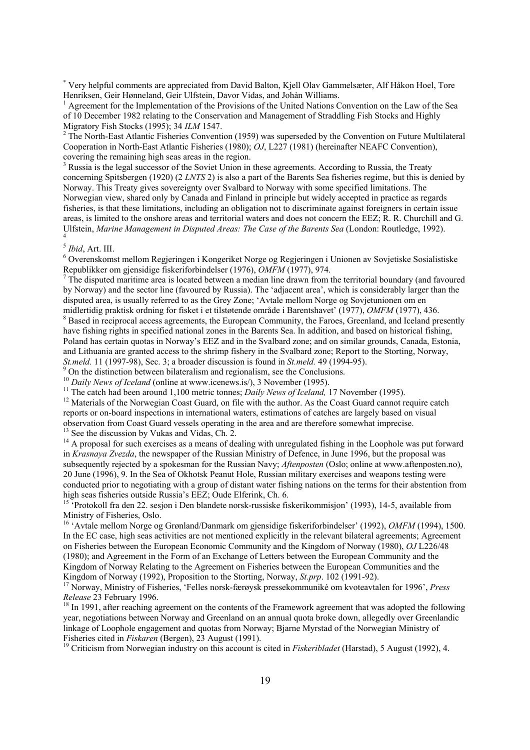[*] Very helpful comments are appreciated from David Balton, Kjell Olav Gammelsæter, Alf Håkon Hoel, Tore Henriksen, Geir Hønneland, Geir Ulfstein, Davor Vidas, and Johàn Williams.

[1] Agreement for the Implementation of the Provisions of the United Nations Convention on the Law of the Sea of 10 December 1982 relating to the Conservation and Management of Straddling Fish Stocks and Highly Migratory Fish Stocks (1995); 34 *ILM* 1547.

[2] The North-East Atlantic Fisheries Convention (1959) was superseded by the Convention on Future Multilateral Cooperation in North-East Atlantic Fisheries (1980); *OJ*, L227 (1981) (hereinafter NEAFC Convention), covering the remaining high seas areas in the region.

[3] Russia is the legal successor of the Soviet Union in these agreements. According to Russia, the Treaty concerning Spitsbergen (1920) (2 *LNTS* 2) is also a part of the Barents Sea fisheries regime, but this is denied by Norway. This Treaty gives sovereignty over Svalbard to Norway with some specified limitations. The Norwegian view, shared only by Canada and Finland in principle but widely accepted in practice as regards fisheries, is that these limitations, including an obligation not to discriminate against foreigners in certain issue areas, is limited to the onshore areas and territorial waters and does not concern the EEZ; R. R. Churchill and G. Ulfstein, *Marine Management in Disputed Areas: The Case of the Barents Sea* (London: Routledge, 1992).

[4]

[5] *Ibid*, Art. III.

[6] Overenskomst mellom Regjeringen i Kongeriket Norge og Regjeringen i Unionen av Sovjetiske Sosialistiske Republikker om gjensidige fiskeriforbindelser (1976), *OMFM* (1977), 974.

[7] The disputed maritime area is located between a median line drawn from the territorial boundary (and favoured by Norway) and the sector line (favoured by Russia). The 'adjacent area', which is considerably larger than the disputed area, is usually referred to as the Grey Zone; 'Avtale mellom Norge og Sovjetunionen om en midlertidig praktisk ordning for fisket i et tilstøtende område i Barentshavet' (1977), *OMFM* (1977), 436.

[8] Based in reciprocal access agreements, the European Community, the Faroes, Greenland, and Iceland presently have fishing rights in specified national zones in the Barents Sea. In addition, and based on historical fishing, Poland has certain quotas in Norway's EEZ and in the Svalbard zone; and on similar grounds, Canada, Estonia, and Lithuania are granted access to the shrimp fishery in the Svalbard zone; Report to the Storting, Norway, *St.meld.* 11 (1997-98), Sec. 3; a broader discussion is found in *St.meld.* 49 (1994-95).

[9] On the distinction between bilateralism and regionalism, see the Conclusions.

[10] *Daily News of Iceland* (online at www.icenews.is/), 3 November (1995).

[11] The catch had been around 1,100 metric tonnes; *Daily News of Iceland,* 17 November (1995).

[12] Materials of the Norwegian Coast Guard, on file with the author. As the Coast Guard cannot require catch reports or on-board inspections in international waters, estimations of catches are largely based on visual observation from Coast Guard vessels operating in the area and are therefore somewhat imprecise.

[13] See the discussion by Vukas and Vidas, Ch. 2.

[14] A proposal for such exercises as a means of dealing with unregulated fishing in the Loophole was put forward in *Krasnaya Zvezda*, the newspaper of the Russian Ministry of Defence, in June 1996, but the proposal was subsequently rejected by a spokesman for the Russian Navy; *Aftenposten* (Oslo; online at www.aftenposten.no), 20 June (1996), 9. In the Sea of Okhotsk Peanut Hole, Russian military exercises and weapons testing were conducted prior to negotiating with a group of distant water fishing nations on the terms for their abstention from high seas fisheries outside Russia's EEZ; Oude Elferink, Ch. 6.

[15] 'Protokoll fra den 22. sesjon i Den blandete norsk-russiske fiskerikommisjon' (1993), 14-5, available from Ministry of Fisheries, Oslo.

[16] 'Avtale mellom Norge og Grønland/Danmark om gjensidige fiskeriforbindelser' (1992), *OMFM* (1994), 1500. In the EC case, high seas activities are not mentioned explicitly in the relevant bilateral agreements; Agreement on Fisheries between the European Economic Community and the Kingdom of Norway (1980), *OJ* L226/48 (1980); and Agreement in the Form of an Exchange of Letters between the European Community and the Kingdom of Norway Relating to the Agreement on Fisheries between the European Communities and the Kingdom of Norway (1992), Proposition to the Storting, Norway, *St.prp*. 102 (1991-92).

[17] Norway, Ministry of Fisheries, 'Felles norsk-færøysk pressekommuniké om kvoteavtalen for 1996', *Press Release* 23 February 1996.

[18] In 1991, after reaching agreement on the contents of the Framework agreement that was adopted the following year, negotiations between Norway and Greenland on an annual quota broke down, allegedly over Greenlandic linkage of Loophole engagement and quotas from Norway; Bjarne Myrstad of the Norwegian Ministry of Fisheries cited in *Fiskaren* (Bergen), 23 August (1991).

[19] Criticism from Norwegian industry on this account is cited in *Fiskeribladet* (Harstad), 5 August (1992), 4.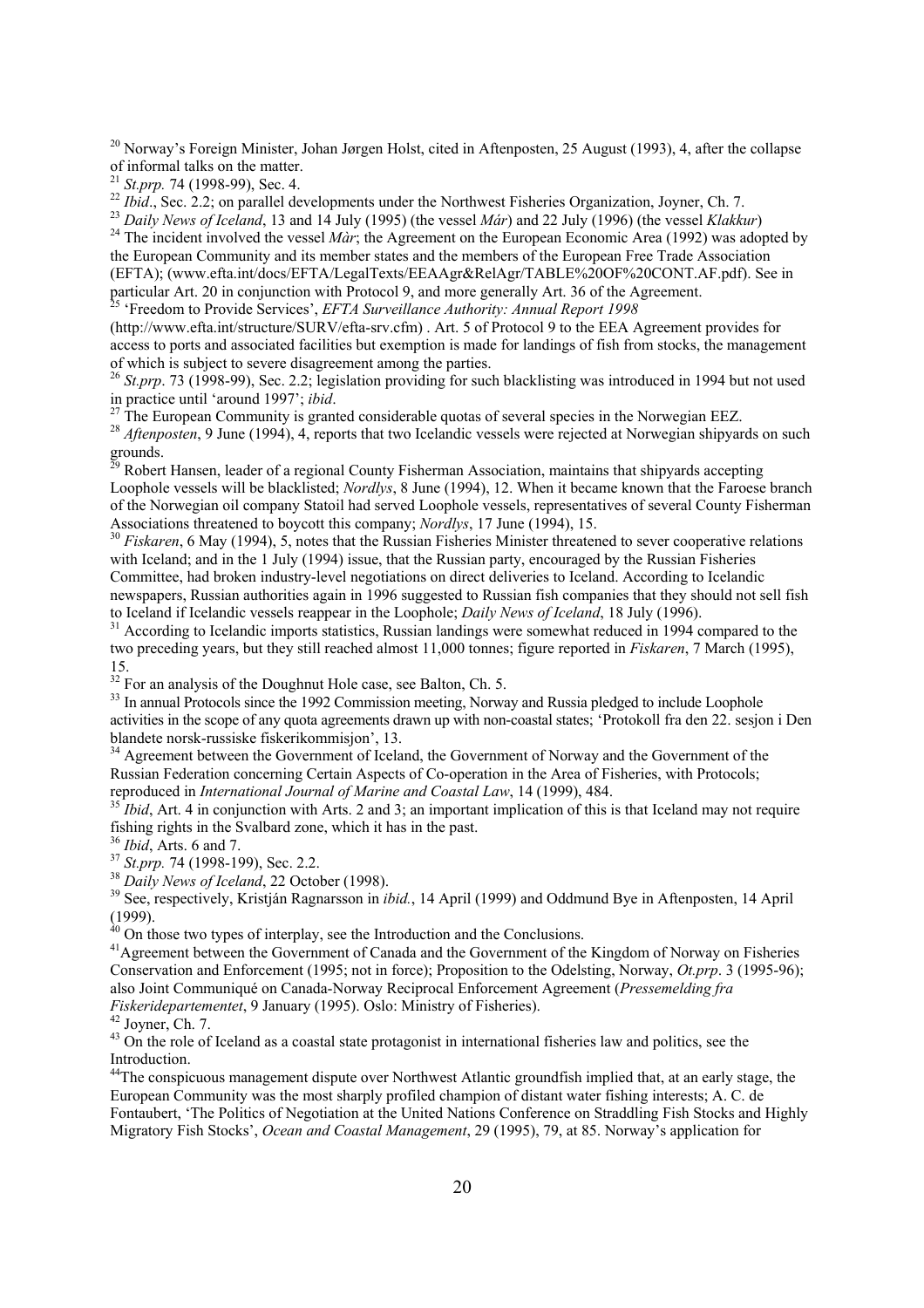[20] Norway's Foreign Minister, Johan Jørgen Holst, cited in Aftenposten, 25 August (1993), 4, after the collapse of informal talks on the matter.

[21] *St.prp.* 74 (1998-99), Sec. 4.

[22] *Ibid*., Sec. 2.2; on parallel developments under the Northwest Fisheries Organization, Joyner, Ch. 7.

[23] *Daily News of Iceland*, 13 and 14 July (1995) (the vessel *Mår*) and 22 July (1996) (the vessel *Klakkur*)

[24] The incident involved the vessel *Màr*; the Agreement on the European Economic Area (1992) was adopted by the European Community and its member states and the members of the European Free Trade Association (EFTA); (www.efta.int/docs/EFTA/LegalTexts/EEAAgr&RelAgr/TABLE%20OF%20CONT.AF.pdf). See in particular Art. 20 in conjunction with Protocol 9, and more generally Art. 36 of the Agreement.

[25] 'Freedom to Provide Services', *EFTA Surveillance Authority: Annual Report 1998* (http://www.efta.int/structure/SURV/efta-srv.cfm) . Art. 5 of Protocol 9 to the EEA Agreement provides for access to ports and associated facilities but exemption is made for landings of fish from stocks, the management of which is subject to severe disagreement among the parties.

[26] *St.prp*. 73 (1998-99), Sec. 2.2; legislation providing for such blacklisting was introduced in 1994 but not used in practice until 'around 1997'; *ibid*.

[27] The European Community is granted considerable quotas of several species in the Norwegian EEZ.

[28] *Aftenposten*, 9 June (1994), 4, reports that two Icelandic vessels were rejected at Norwegian shipyards on such grounds.

[29] Robert Hansen, leader of a regional County Fisherman Association, maintains that shipyards accepting Loophole vessels will be blacklisted; *Nordlys*, 8 June (1994), 12. When it became known that the Faroese branch of the Norwegian oil company Statoil had served Loophole vessels, representatives of several County Fisherman Associations threatened to boycott this company; *Nordlys*, 17 June (1994), 15.

[30] *Fiskaren*, 6 May (1994), 5, notes that the Russian Fisheries Minister threatened to sever cooperative relations with Iceland; and in the 1 July (1994) issue, that the Russian party, encouraged by the Russian Fisheries Committee, had broken industry-level negotiations on direct deliveries to Iceland. According to Icelandic newspapers, Russian authorities again in 1996 suggested to Russian fish companies that they should not sell fish to Iceland if Icelandic vessels reappear in the Loophole; *Daily News of Iceland*, 18 July (1996).

[31] According to Icelandic imports statistics, Russian landings were somewhat reduced in 1994 compared to the two preceding years, but they still reached almost 11,000 tonnes; figure reported in *Fiskaren*, 7 March (1995), 15.

[32] For an analysis of the Doughnut Hole case, see Balton, Ch. 5.

[33] In annual Protocols since the 1992 Commission meeting, Norway and Russia pledged to include Loophole activities in the scope of any quota agreements drawn up with non-coastal states; 'Protokoll fra den 22. sesjon i Den blandete norsk-russiske fiskerikommisjon', 13.

[34] Agreement between the Government of Iceland, the Government of Norway and the Government of the Russian Federation concerning Certain Aspects of Co-operation in the Area of Fisheries, with Protocols; reproduced in *International Journal of Marine and Coastal Law*, 14 (1999), 484.

[35] *Ibid*, Art. 4 in conjunction with Arts. 2 and 3; an important implication of this is that Iceland may not require fishing rights in the Svalbard zone, which it has in the past.

[36] *Ibid*, Arts. 6 and 7.

[37] *St.prp.* 74 (1998-199), Sec. 2.2.

[38] *Daily News of Iceland*, 22 October (1998).

[39] See, respectively, Kristján Ragnarsson in *ibid.*, 14 April (1999) and Oddmund Bye in Aftenposten, 14 April (1999).

[40] On those two types of interplay, see the Introduction and the Conclusions.

[41] Agreement between the Government of Canada and the Government of the Kingdom of Norway on Fisheries Conservation and Enforcement (1995; not in force); Proposition to the Odelsting, Norway, *Ot.prp*. 3 (1995-96); also Joint Communiqué on Canada-Norway Reciprocal Enforcement Agreement (*Pressemelding fra Fiskeridepartementet*, 9 January (1995). Oslo: Ministry of Fisheries).

[42] Joyner, Ch. 7.

[43] On the role of Iceland as a coastal state protagonist in international fisheries law and politics, see the Introduction.

[44] The conspicuous management dispute over Northwest Atlantic groundfish implied that, at an early stage, the European Community was the most sharply profiled champion of distant water fishing interests; A. C. de Fontaubert, 'The Politics of Negotiation at the United Nations Conference on Straddling Fish Stocks and Highly Migratory Fish Stocks', *Ocean and Coastal Management*, 29 (1995), 79, at 85. Norway's application for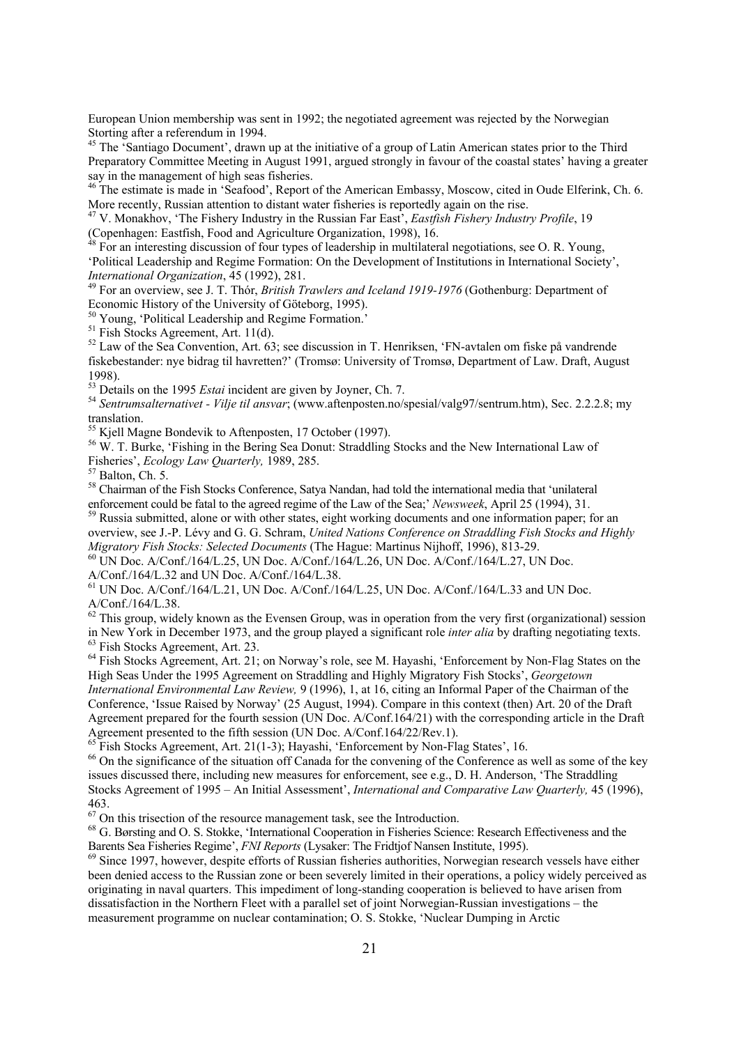European Union membership was sent in 1992; the negotiated agreement was rejected by the Norwegian Storting after a referendum in 1994.

[45] The 'Santiago Document', drawn up at the initiative of a group of Latin American states prior to the Third Preparatory Committee Meeting in August 1991, argued strongly in favour of the coastal states' having a greater say in the management of high seas fisheries.

[46] The estimate is made in 'Seafood', Report of the American Embassy, Moscow, cited in Oude Elferink, Ch. 6. More recently, Russian attention to distant water fisheries is reportedly again on the rise.

[47] V. Monakhov, 'The Fishery Industry in the Russian Far East', *Eastfish Fishery Industry Profile*, 19 (Copenhagen: Eastfish, Food and Agriculture Organization, 1998), 16.

[48] For an interesting discussion of four types of leadership in multilateral negotiations, see O. R. Young, 'Political Leadership and Regime Formation: On the Development of Institutions in International Society', *International Organization*, 45 (1992), 281.

[49] For an overview, see J. T. Thór, *British Trawlers and Iceland 1919-1976* (Gothenburg: Department of Economic History of the University of Göteborg, 1995).

[50] Young, 'Political Leadership and Regime Formation.'

[51] Fish Stocks Agreement, Art. 11(d).

[52] Law of the Sea Convention, Art. 63; see discussion in T. Henriksen, 'FN-avtalen om fiske på vandrende fiskebestander: nye bidrag til havretten?' (Tromsø: University of Tromsø, Department of Law. Draft, August 1998).

[53] Details on the 1995 *Estai* incident are given by Joyner, Ch. 7.

[54] *Sentrumsalternativet - Vilje til ansvar*; (www.aftenposten.no/spesial/valg97/sentrum.htm), Sec. 2.2.2.8; my translation.

[55] Kjell Magne Bondevik to Aftenposten, 17 October (1997).

[56] W. T. Burke, 'Fishing in the Bering Sea Donut: Straddling Stocks and the New International Law of Fisheries', *Ecology Law Quarterly,* 1989, 285.

[57] Balton, Ch. 5.

[58] Chairman of the Fish Stocks Conference, Satya Nandan, had told the international media that 'unilateral enforcement could be fatal to the agreed regime of the Law of the Sea;' *Newsweek*, April 25 (1994), 31.

[59] Russia submitted, alone or with other states, eight working documents and one information paper; for an overview, see J.-P. Lévy and G. G. Schram, *United Nations Conference on Straddling Fish Stocks and Highly Migratory Fish Stocks: Selected Documents* (The Hague: Martinus Nijhoff, 1996), 813-29.

[60] UN Doc. A/Conf./164/L.25, UN Doc. A/Conf./164/L.26, UN Doc. A/Conf./164/L.27, UN Doc. A/Conf./164/L.32 and UN Doc. A/Conf./164/L.38.

[61] UN Doc. A/Conf./164/L.21, UN Doc. A/Conf./164/L.25, UN Doc. A/Conf./164/L.33 and UN Doc. A/Conf./164/L.38.

[62] This group, widely known as the Evensen Group, was in operation from the very first (organizational) session in New York in December 1973, and the group played a significant role *inter alia* by drafting negotiating texts.

[63] Fish Stocks Agreement, Art. 23.

[64] Fish Stocks Agreement, Art. 21; on Norway's role, see M. Hayashi, 'Enforcement by Non-Flag States on the High Seas Under the 1995 Agreement on Straddling and Highly Migratory Fish Stocks', *Georgetown International Environmental Law Review,* 9 (1996), 1, at 16, citing an Informal Paper of the Chairman of the Conference, 'Issue Raised by Norway' (25 August, 1994). Compare in this context (then) Art. 20 of the Draft Agreement prepared for the fourth session (UN Doc. A/Conf.164/21) with the corresponding article in the Draft Agreement presented to the fifth session (UN Doc. A/Conf.164/22/Rev.1).

[65] Fish Stocks Agreement, Art. 21(1-3); Hayashi, 'Enforcement by Non-Flag States', 16.

[66] On the significance of the situation off Canada for the convening of the Conference as well as some of the key issues discussed there, including new measures for enforcement, see e.g., D. H. Anderson, 'The Straddling Stocks Agreement of 1995 – An Initial Assessment', *International and Comparative Law Quarterly,* 45 (1996), 463.

[67] On this trisection of the resource management task, see the Introduction.

[68] G. Børsting and O. S. Stokke, 'International Cooperation in Fisheries Science: Research Effectiveness and the Barents Sea Fisheries Regime', *FNI Reports* (Lysaker: The Fridtjof Nansen Institute, 1995).

[69] Since 1997, however, despite efforts of Russian fisheries authorities, Norwegian research vessels have either been denied access to the Russian zone or been severely limited in their operations, a policy widely perceived as originating in naval quarters. This impediment of long-standing cooperation is believed to have arisen from dissatisfaction in the Northern Fleet with a parallel set of joint Norwegian-Russian investigations – the measurement programme on nuclear contamination; O. S. Stokke, 'Nuclear Dumping in Arctic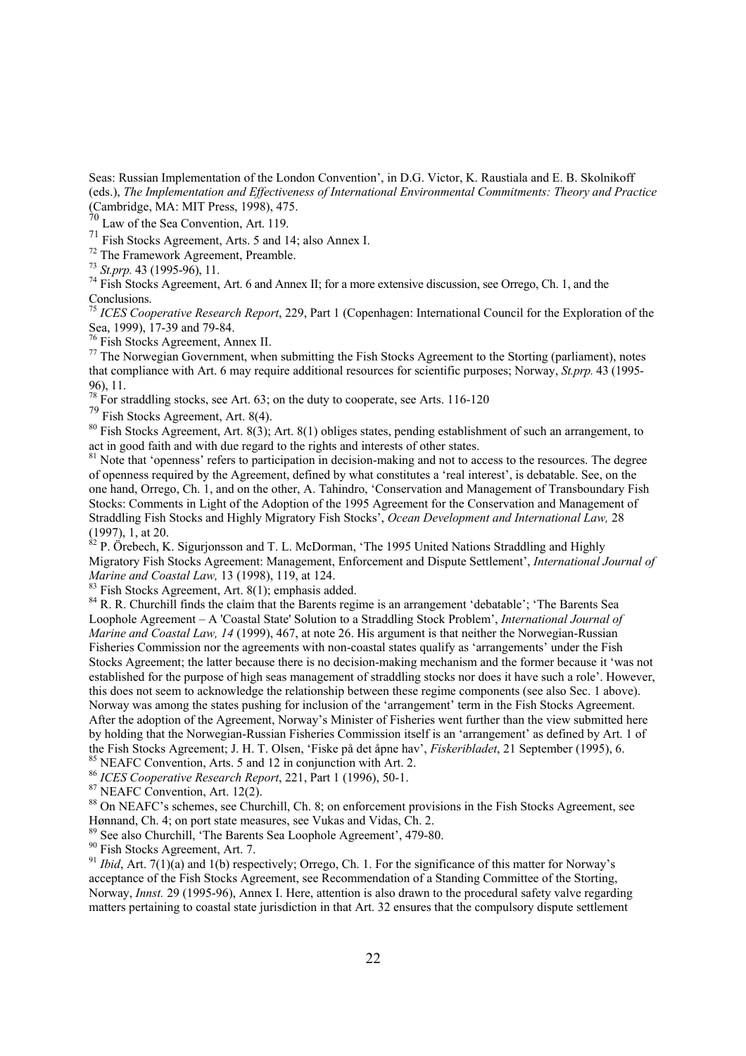Seas: Russian Implementation of the London Convention', in D.G. Victor, K. Raustiala and E. B. Skolnikoff (eds.), *The Implementation and Effectiveness of International Environmental Commitments: Theory and Practice* (Cambridge, MA: MIT Press, 1998), 475.

[70] Law of the Sea Convention, Art. 119.

[71] Fish Stocks Agreement, Arts. 5 and 14; also Annex I.

[72] The Framework Agreement, Preamble.

[73] *St.prp.* 43 (1995-96), 11.

[74] Fish Stocks Agreement, Art. 6 and Annex II; for a more extensive discussion, see Orrego, Ch. 1, and the Conclusions.

[75] *ICES Cooperative Research Report*, 229, Part 1 (Copenhagen: International Council for the Exploration of the Sea, 1999), 17-39 and 79-84.

[76] Fish Stocks Agreement, Annex II.

[77] The Norwegian Government, when submitting the Fish Stocks Agreement to the Storting (parliament), notes that compliance with Art. 6 may require additional resources for scientific purposes; Norway, *St.prp.* 43 (1995-96), 11.

[78] For straddling stocks, see Art. 63; on the duty to cooperate, see Arts. 116-120

[79] Fish Stocks Agreement, Art. 8(4).

[80] Fish Stocks Agreement, Art. 8(3); Art. 8(1) obliges states, pending establishment of such an arrangement, to act in good faith and with due regard to the rights and interests of other states.

[81] Note that 'openness' refers to participation in decision-making and not to access to the resources. The degree of openness required by the Agreement, defined by what constitutes a 'real interest', is debatable. See, on the one hand, Orrego, Ch. 1, and on the other, A. Tahindro, 'Conservation and Management of Transboundary Fish Stocks: Comments in Light of the Adoption of the 1995 Agreement for the Conservation and Management of Straddling Fish Stocks and Highly Migratory Fish Stocks', *Ocean Development and International Law,* 28 (1997), 1, at 20.

[82] P. Örebech, K. Sigurjonsson and T. L. McDorman, 'The 1995 United Nations Straddling and Highly Migratory Fish Stocks Agreement: Management, Enforcement and Dispute Settlement', *International Journal of Marine and Coastal Law,* 13 (1998), 119, at 124.

[83] Fish Stocks Agreement, Art. 8(1); emphasis added.

[84] R. R. Churchill finds the claim that the Barents regime is an arrangement 'debatable'; 'The Barents Sea Loophole Agreement – A 'Coastal State' Solution to a Straddling Stock Problem', *International Journal of Marine and Coastal Law, 14* (1999), 467, at note 26. His argument is that neither the Norwegian-Russian Fisheries Commission nor the agreements with non-coastal states qualify as 'arrangements' under the Fish Stocks Agreement; the latter because there is no decision-making mechanism and the former because it 'was not established for the purpose of high seas management of straddling stocks nor does it have such a role'. However, this does not seem to acknowledge the relationship between these regime components (see also Sec. 1 above). Norway was among the states pushing for inclusion of the 'arrangement' term in the Fish Stocks Agreement. After the adoption of the Agreement, Norway's Minister of Fisheries went further than the view submitted here by holding that the Norwegian-Russian Fisheries Commission itself is an 'arrangement' as defined by Art. 1 of the Fish Stocks Agreement; J. H. T. Olsen, 'Fiske på det åpne hav', *Fiskeribladet*, 21 September (1995), 6.

[85] NEAFC Convention, Arts. 5 and 12 in conjunction with Art. 2.

[86] *ICES Cooperative Research Report*, 221, Part 1 (1996), 50-1.

[87] NEAFC Convention, Art. 12(2).

[88] On NEAFC's schemes, see Churchill, Ch. 8; on enforcement provisions in the Fish Stocks Agreement, see Hønnand, Ch. 4; on port state measures, see Vukas and Vidas, Ch. 2.

[89] See also Churchill, 'The Barents Sea Loophole Agreement', 479-80.

[90] Fish Stocks Agreement, Art. 7.

[91] *Ibid*, Art. 7(1)(a) and 1(b) respectively; Orrego, Ch. 1. For the significance of this matter for Norway's acceptance of the Fish Stocks Agreement, see Recommendation of a Standing Committee of the Storting, Norway, *Innst.* 29 (1995-96), Annex I. Here, attention is also drawn to the procedural safety valve regarding matters pertaining to coastal state jurisdiction in that Art. 32 ensures that the compulsory dispute settlement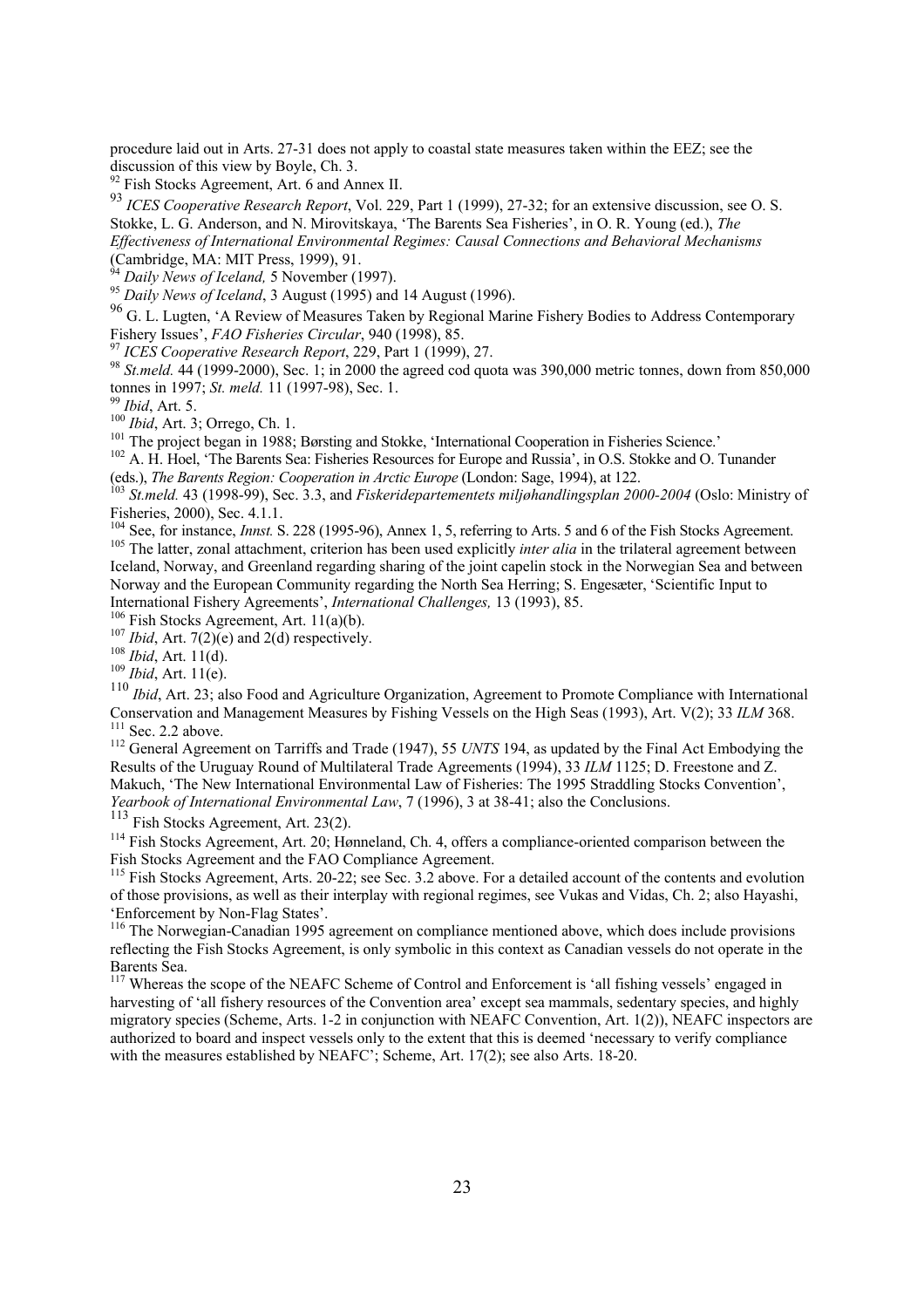procedure laid out in Arts. 27-31 does not apply to coastal state measures taken within the EEZ; see the discussion of this view by Boyle, Ch. 3.

[92] Fish Stocks Agreement, Art. 6 and Annex II.

[93] *ICES Cooperative Research Report*, Vol. 229, Part 1 (1999), 27-32; for an extensive discussion, see O. S. Stokke, L. G. Anderson, and N. Mirovitskaya, 'The Barents Sea Fisheries', in O. R. Young (ed.), *The Effectiveness of International Environmental Regimes: Causal Connections and Behavioral Mechanisms* (Cambridge, MA: MIT Press, 1999), 91.

[94] *Daily News of Iceland,* 5 November (1997).

[95] *Daily News of Iceland*, 3 August (1995) and 14 August (1996).

[96] G. L. Lugten, 'A Review of Measures Taken by Regional Marine Fishery Bodies to Address Contemporary Fishery Issues', *FAO Fisheries Circular*, 940 (1998), 85.

[97] *ICES Cooperative Research Report*, 229, Part 1 (1999), 27.

[98] *St.meld.* 44 (1999-2000), Sec. 1; in 2000 the agreed cod quota was 390,000 metric tonnes, down from 850,000 tonnes in 1997; *St. meld.* 11 (1997-98), Sec. 1.

[99] *Ibid*, Art. 5.

[100] *Ibid*, Art. 3; Orrego, Ch. 1.

[101] The project began in 1988; Børsting and Stokke, 'International Cooperation in Fisheries Science.'

[102] A. H. Hoel, 'The Barents Sea: Fisheries Resources for Europe and Russia', in O.S. Stokke and O. Tunander (eds.), *The Barents Region: Cooperation in Arctic Europe* (London: Sage, 1994), at 122.

[103] *St.meld.* 43 (1998-99), Sec. 3.3, and *Fiskeridepartementets miljøhandlingsplan 2000-2004* (Oslo: Ministry of Fisheries, 2000), Sec. 4.1.1.

[104] See, for instance, *Innst.* S. 228 (1995-96), Annex 1, 5, referring to Arts. 5 and 6 of the Fish Stocks Agreement.

[105] The latter, zonal attachment, criterion has been used explicitly *inter alia* in the trilateral agreement between Iceland, Norway, and Greenland regarding sharing of the joint capelin stock in the Norwegian Sea and between Norway and the European Community regarding the North Sea Herring; S. Engesæter, 'Scientific Input to International Fishery Agreements', *International Challenges,* 13 (1993), 85.

[106] Fish Stocks Agreement, Art. 11(a)(b).

[107] *Ibid*, Art. 7(2)(e) and 2(d) respectively.

[108] *Ibid*, Art. 11(d).

[109] *Ibid*, Art. 11(e).

[110] *Ibid*, Art. 23; also Food and Agriculture Organization, Agreement to Promote Compliance with International Conservation and Management Measures by Fishing Vessels on the High Seas (1993), Art. V(2); 33 *ILM* 368.

[111] Sec. 2.2 above.

[112] General Agreement on Tarriffs and Trade (1947), 55 *UNTS* 194, as updated by the Final Act Embodying the Results of the Uruguay Round of Multilateral Trade Agreements (1994), 33 *ILM* 1125; D. Freestone and Z. Makuch, 'The New International Environmental Law of Fisheries: The 1995 Straddling Stocks Convention', *Yearbook of International Environmental Law*, 7 (1996), 3 at 38-41; also the Conclusions.

[113] Fish Stocks Agreement, Art. 23(2).

[114] Fish Stocks Agreement, Art. 20; Hønneland, Ch. 4, offers a compliance-oriented comparison between the Fish Stocks Agreement and the FAO Compliance Agreement.

[115] Fish Stocks Agreement, Arts. 20-22; see Sec. 3.2 above. For a detailed account of the contents and evolution of those provisions, as well as their interplay with regional regimes, see Vukas and Vidas, Ch. 2; also Hayashi, 'Enforcement by Non-Flag States'.

[116] The Norwegian-Canadian 1995 agreement on compliance mentioned above, which does include provisions reflecting the Fish Stocks Agreement, is only symbolic in this context as Canadian vessels do not operate in the Barents Sea.

[117] Whereas the scope of the NEAFC Scheme of Control and Enforcement is 'all fishing vessels' engaged in harvesting of 'all fishery resources of the Convention area' except sea mammals, sedentary species, and highly migratory species (Scheme, Arts. 1-2 in conjunction with NEAFC Convention, Art. 1(2)), NEAFC inspectors are authorized to board and inspect vessels only to the extent that this is deemed 'necessary to verify compliance with the measures established by NEAFC'; Scheme, Art. 17(2); see also Arts. 18-20.